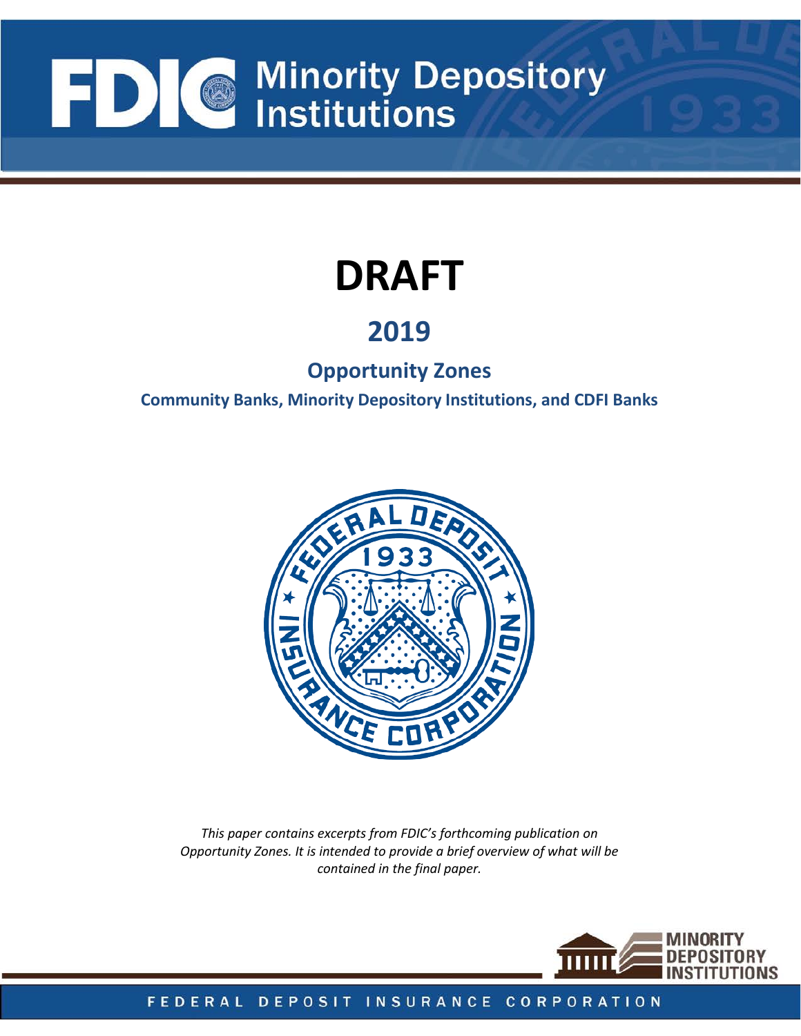# FDIC Minority Depository Institutions

# DRAFT

## 2019

### Opportunity Zones

**Community Banks, Minority Depository Institutions, and CDFI Banks**

*This paper contains excerpts from FDIC's forthcoming publication on Opportunity Zones. It is intended to provide a brief overview of what will be contained in the final paper.*

MINORITY DEPOSITORY INSTITUTIONS

FEDERAL DEPOSIT INSURANCE CORPORATION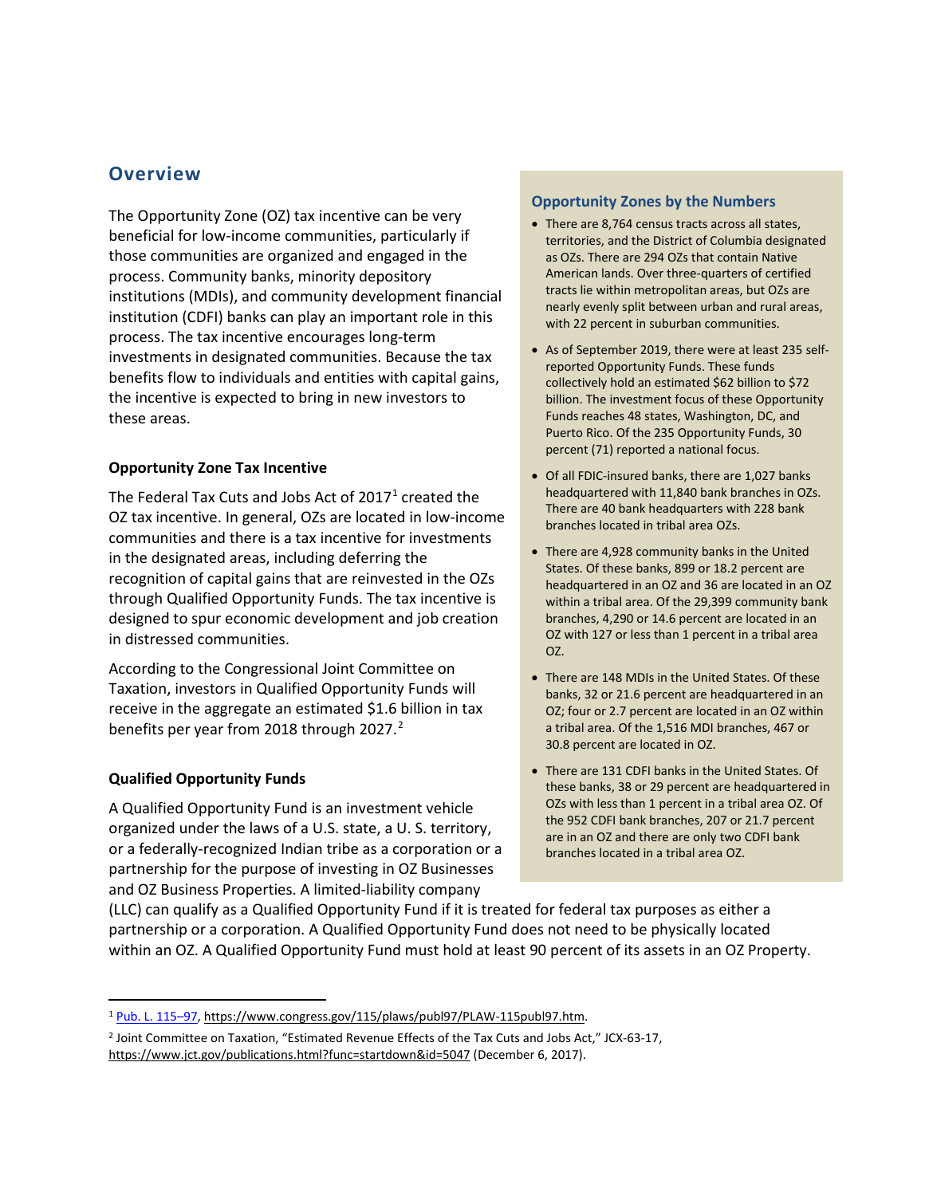## Overview

The Opportunity Zone (OZ) tax incentive can be very beneficial for low-income communities, particularly if those communities are organized and engaged in the process. Community banks, minority depository institutions (MDIs), and community development financial institution (CDFI) banks can play an important role in this process. The tax incentive encourages long-term investments in designated communities. Because the tax benefits flow to individuals and entities with capital gains, the incentive is expected to bring in new investors to these areas.

### Opportunity Zone Tax Incentive

The Federal Tax Cuts and Jobs Act of 2017[1] created the OZ tax incentive. In general, OZs are located in low-income communities and there is a tax incentive for investments in the designated areas, including deferring the recognition of capital gains that are reinvested in the OZs through Qualified Opportunity Funds. The tax incentive is designed to spur economic development and job creation in distressed communities.

According to the Congressional Joint Committee on Taxation, investors in Qualified Opportunity Funds will receive in the aggregate an estimated $1.6 billion in tax benefits per year from 2018 through 2027.[2]

### Qualified Opportunity Funds

A Qualified Opportunity Fund is an investment vehicle organized under the laws of a U.S. state, a U. S. territory, or a federally-recognized Indian tribe as a corporation or a partnership for the purpose of investing in OZ Businesses and OZ Business Properties. A limited-liability company (LLC) can qualify as a Qualified Opportunity Fund if it is treated for federal tax purposes as either a partnership or a corporation. A Qualified Opportunity Fund does not need to be physically located within an OZ. A Qualified Opportunity Fund must hold at least 90 percent of its assets in an OZ Property.

### Opportunity Zones by the Numbers

- There are 8,764 census tracts across all states, territories, and the District of Columbia designated as OZs. There are 294 OZs that contain Native American lands. Over three-quarters of certified tracts lie within metropolitan areas, but OZs are nearly evenly split between urban and rural areas, with 22 percent in suburban communities.
- As of September 2019, there were at least 235 self-reported Opportunity Funds. These funds collectively hold an estimated $62 billion to $72 billion. The investment focus of these Opportunity Funds reaches 48 states, Washington, DC, and Puerto Rico. Of the 235 Opportunity Funds, 30 percent (71) reported a national focus.
- Of all FDIC-insured banks, there are 1,027 banks headquartered with 11,840 bank branches in OZs. There are 40 bank headquarters with 228 bank branches located in tribal area OZs.
- There are 4,928 community banks in the United States. Of these banks, 899 or 18.2 percent are headquartered in an OZ and 36 are located in an OZ within a tribal area. Of the 29,399 community bank branches, 4,290 or 14.6 percent are located in an OZ with 127 or less than 1 percent in a tribal area OZ.
- There are 148 MDIs in the United States. Of these banks, 32 or 21.6 percent are headquartered in an OZ; four or 2.7 percent are located in an OZ within a tribal area. Of the 1,516 MDI branches, 467 or 30.8 percent are located in OZ.
- There are 131 CDFI banks in the United States. Of these banks, 38 or 29 percent are headquartered in OZs with less than 1 percent in a tribal area OZ. Of the 952 CDFI bank branches, 207 or 21.7 percent are in an OZ and there are only two CDFI bank branches located in a tribal area OZ.

---

[1] Pub. L. 115–97, https://www.congress.gov/115/plaws/publ97/PLAW-115publ97.htm.

[2] Joint Committee on Taxation, "Estimated Revenue Effects of the Tax Cuts and Jobs Act," JCX-63-17, https://www.jct.gov/publications.html?func=startdown&id=5047 (December 6, 2017).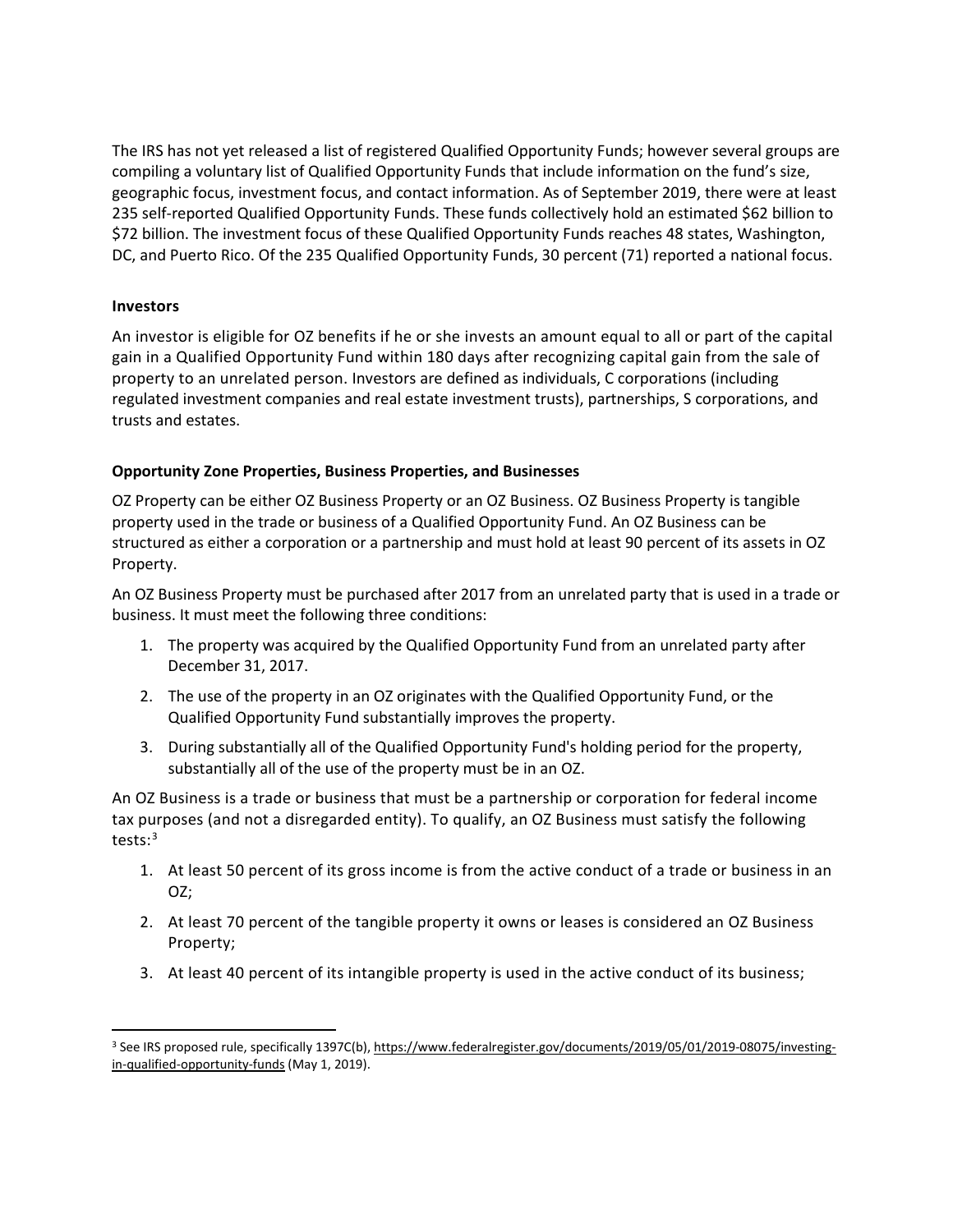The IRS has not yet released a list of registered Qualified Opportunity Funds; however several groups are compiling a voluntary list of Qualified Opportunity Funds that include information on the fund's size, geographic focus, investment focus, and contact information. As of September 2019, there were at least 235 self-reported Qualified Opportunity Funds. These funds collectively hold an estimated $62 billion to $72 billion. The investment focus of these Qualified Opportunity Funds reaches 48 states, Washington, DC, and Puerto Rico. Of the 235 Qualified Opportunity Funds, 30 percent (71) reported a national focus.

**Investors**

An investor is eligible for OZ benefits if he or she invests an amount equal to all or part of the capital gain in a Qualified Opportunity Fund within 180 days after recognizing capital gain from the sale of property to an unrelated person. Investors are defined as individuals, C corporations (including regulated investment companies and real estate investment trusts), partnerships, S corporations, and trusts and estates.

**Opportunity Zone Properties, Business Properties, and Businesses**

OZ Property can be either OZ Business Property or an OZ Business. OZ Business Property is tangible property used in the trade or business of a Qualified Opportunity Fund. An OZ Business can be structured as either a corporation or a partnership and must hold at least 90 percent of its assets in OZ Property.

An OZ Business Property must be purchased after 2017 from an unrelated party that is used in a trade or business. It must meet the following three conditions:

1. The property was acquired by the Qualified Opportunity Fund from an unrelated party after December 31, 2017.
2. The use of the property in an OZ originates with the Qualified Opportunity Fund, or the Qualified Opportunity Fund substantially improves the property.
3. During substantially all of the Qualified Opportunity Fund's holding period for the property, substantially all of the use of the property must be in an OZ.

An OZ Business is a trade or business that must be a partnership or corporation for federal income tax purposes (and not a disregarded entity). To qualify, an OZ Business must satisfy the following tests:[3]

1. At least 50 percent of its gross income is from the active conduct of a trade or business in an OZ;
2. At least 70 percent of the tangible property it owns or leases is considered an OZ Business Property;
3. At least 40 percent of its intangible property is used in the active conduct of its business;

---

[3] See IRS proposed rule, specifically 1397C(b), https://www.federalregister.gov/documents/2019/05/01/2019-08075/investing-in-qualified-opportunity-funds (May 1, 2019).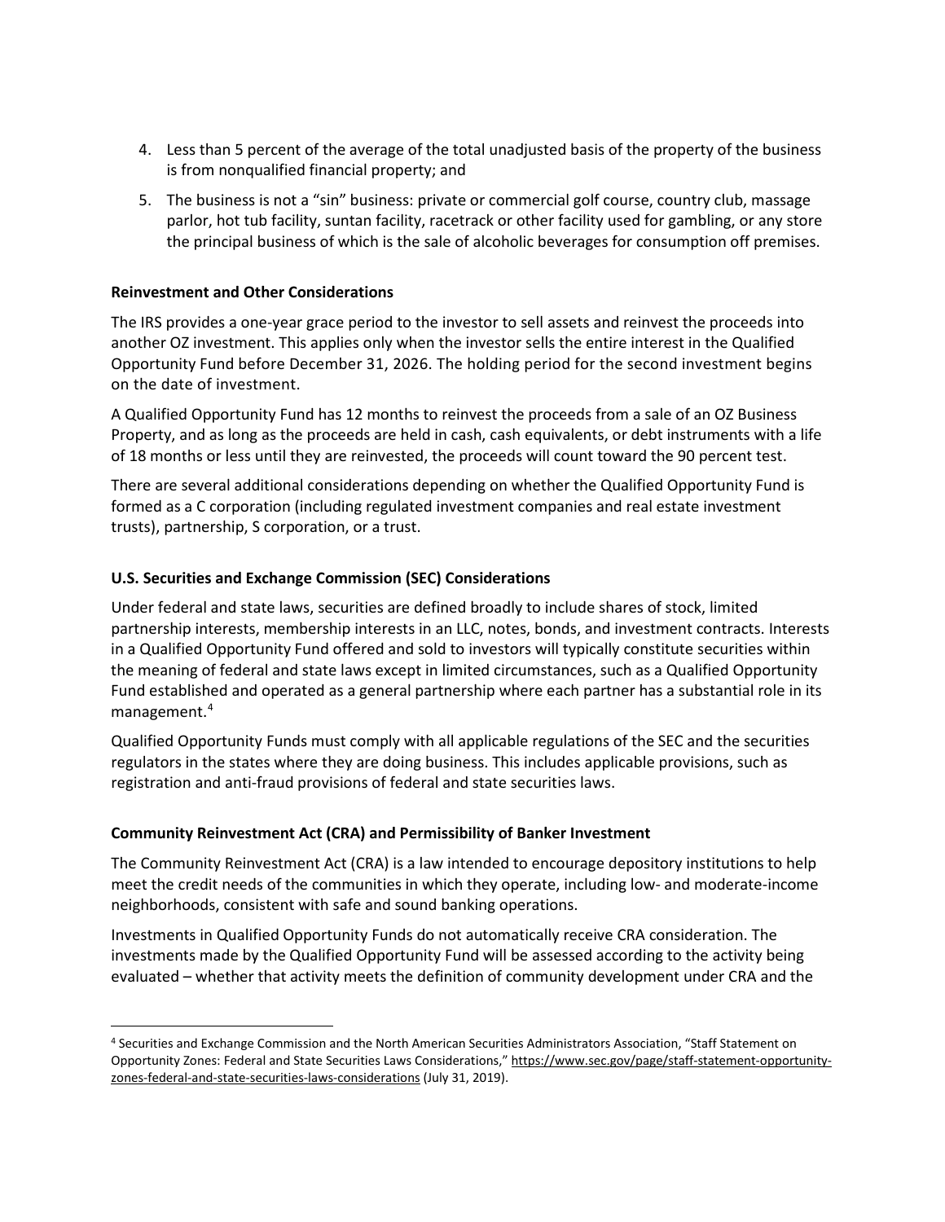4. Less than 5 percent of the average of the total unadjusted basis of the property of the business is from nonqualified financial property; and
5. The business is not a "sin" business: private or commercial golf course, country club, massage parlor, hot tub facility, suntan facility, racetrack or other facility used for gambling, or any store the principal business of which is the sale of alcoholic beverages for consumption off premises.

**Reinvestment and Other Considerations**

The IRS provides a one-year grace period to the investor to sell assets and reinvest the proceeds into another OZ investment. This applies only when the investor sells the entire interest in the Qualified Opportunity Fund before December 31, 2026. The holding period for the second investment begins on the date of investment.

A Qualified Opportunity Fund has 12 months to reinvest the proceeds from a sale of an OZ Business Property, and as long as the proceeds are held in cash, cash equivalents, or debt instruments with a life of 18 months or less until they are reinvested, the proceeds will count toward the 90 percent test.

There are several additional considerations depending on whether the Qualified Opportunity Fund is formed as a C corporation (including regulated investment companies and real estate investment trusts), partnership, S corporation, or a trust.

**U.S. Securities and Exchange Commission (SEC) Considerations**

Under federal and state laws, securities are defined broadly to include shares of stock, limited partnership interests, membership interests in an LLC, notes, bonds, and investment contracts. Interests in a Qualified Opportunity Fund offered and sold to investors will typically constitute securities within the meaning of federal and state laws except in limited circumstances, such as a Qualified Opportunity Fund established and operated as a general partnership where each partner has a substantial role in its management.[4]

Qualified Opportunity Funds must comply with all applicable regulations of the SEC and the securities regulators in the states where they are doing business. This includes applicable provisions, such as registration and anti-fraud provisions of federal and state securities laws.

**Community Reinvestment Act (CRA) and Permissibility of Banker Investment**

The Community Reinvestment Act (CRA) is a law intended to encourage depository institutions to help meet the credit needs of the communities in which they operate, including low- and moderate-income neighborhoods, consistent with safe and sound banking operations.

Investments in Qualified Opportunity Funds do not automatically receive CRA consideration. The investments made by the Qualified Opportunity Fund will be assessed according to the activity being evaluated – whether that activity meets the definition of community development under CRA and the

---

[4] Securities and Exchange Commission and the North American Securities Administrators Association, "Staff Statement on Opportunity Zones: Federal and State Securities Laws Considerations," https://www.sec.gov/page/staff-statement-opportunity-zones-federal-and-state-securities-laws-considerations (July 31, 2019).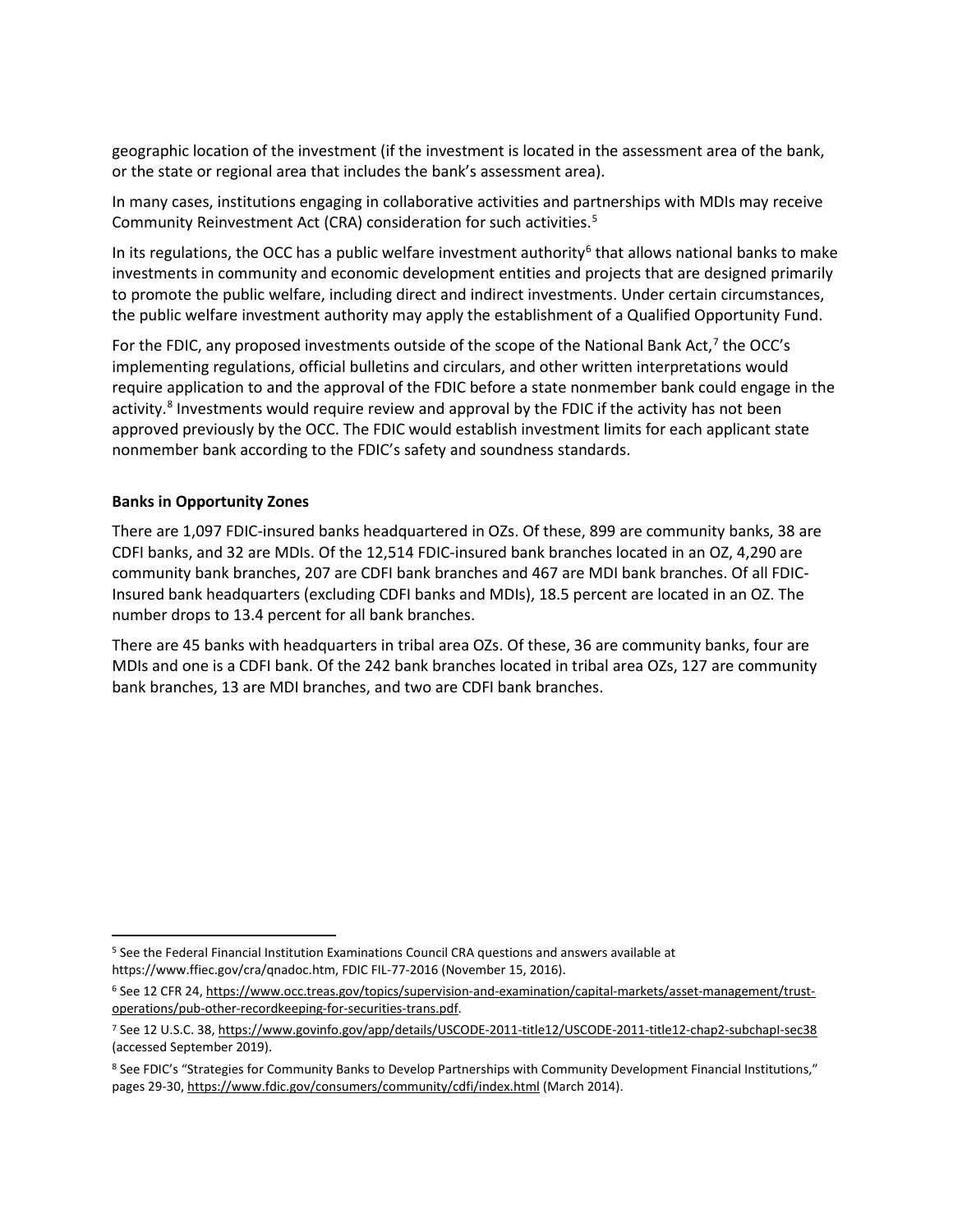geographic location of the investment (if the investment is located in the assessment area of the bank, or the state or regional area that includes the bank's assessment area).

In many cases, institutions engaging in collaborative activities and partnerships with MDIs may receive Community Reinvestment Act (CRA) consideration for such activities.[5]

In its regulations, the OCC has a public welfare investment authority[6] that allows national banks to make investments in community and economic development entities and projects that are designed primarily to promote the public welfare, including direct and indirect investments. Under certain circumstances, the public welfare investment authority may apply the establishment of a Qualified Opportunity Fund.

For the FDIC, any proposed investments outside of the scope of the National Bank Act,[7] the OCC's implementing regulations, official bulletins and circulars, and other written interpretations would require application to and the approval of the FDIC before a state nonmember bank could engage in the activity.[8] Investments would require review and approval by the FDIC if the activity has not been approved previously by the OCC. The FDIC would establish investment limits for each applicant state nonmember bank according to the FDIC's safety and soundness standards.

**Banks in Opportunity Zones**

There are 1,097 FDIC-insured banks headquartered in OZs. Of these, 899 are community banks, 38 are CDFI banks, and 32 are MDIs. Of the 12,514 FDIC-insured bank branches located in an OZ, 4,290 are community bank branches, 207 are CDFI bank branches and 467 are MDI bank branches. Of all FDIC-Insured bank headquarters (excluding CDFI banks and MDIs), 18.5 percent are located in an OZ. The number drops to 13.4 percent for all bank branches.

There are 45 banks with headquarters in tribal area OZs. Of these, 36 are community banks, four are MDIs and one is a CDFI bank. Of the 242 bank branches located in tribal area OZs, 127 are community bank branches, 13 are MDI branches, and two are CDFI bank branches.

---

[5] See the Federal Financial Institution Examinations Council CRA questions and answers available at https://www.ffiec.gov/cra/qnadoc.htm, FDIC FIL-77-2016 (November 15, 2016).

[6] See 12 CFR 24, https://www.occ.treas.gov/topics/supervision-and-examination/capital-markets/asset-management/trust-operations/pub-other-recordkeeping-for-securities-trans.pdf.

[7] See 12 U.S.C. 38, https://www.govinfo.gov/app/details/USCODE-2011-title12/USCODE-2011-title12-chap2-subchapI-sec38 (accessed September 2019).

[8] See FDIC's "Strategies for Community Banks to Develop Partnerships with Community Development Financial Institutions," pages 29-30, https://www.fdic.gov/consumers/community/cdfi/index.html (March 2014).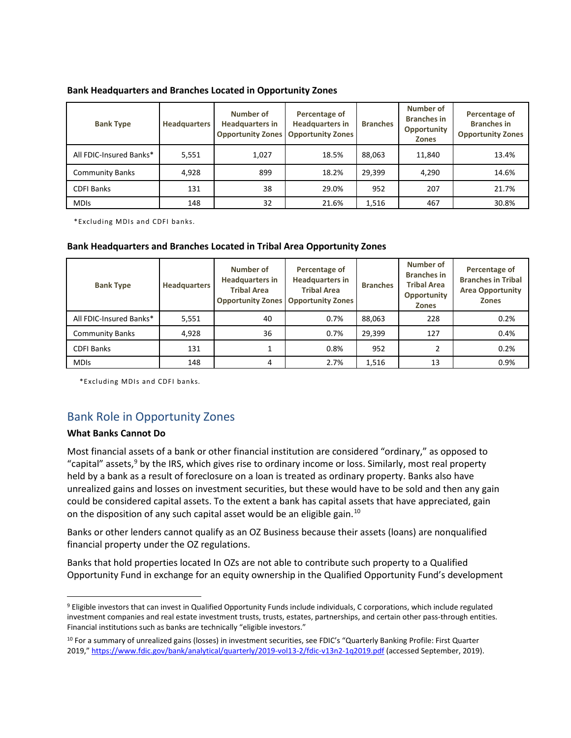**Bank Headquarters and Branches Located in Opportunity Zones**

| Bank Type | Headquarters | Number of Headquarters in Opportunity Zones | Percentage of Headquarters in Opportunity Zones | Branches | Number of Branches in Opportunity Zones | Percentage of Branches in Opportunity Zones |
|---|---|---|---|---|---|---|
| All FDIC-Insured Banks* | 5,551 | 1,027 | 18.5% | 88,063 | 11,840 | 13.4% |
| Community Banks | 4,928 | 899 | 18.2% | 29,399 | 4,290 | 14.6% |
| CDFI Banks | 131 | 38 | 29.0% | 952 | 207 | 21.7% |
| MDIs | 148 | 32 | 21.6% | 1,516 | 467 | 30.8% |

*Excluding MDIs and CDFI banks.

**Bank Headquarters and Branches Located in Tribal Area Opportunity Zones**

| Bank Type | Headquarters | Number of Headquarters in Tribal Area Opportunity Zones | Percentage of Headquarters in Tribal Area Opportunity Zones | Branches | Number of Branches in Tribal Area Opportunity Zones | Percentage of Branches in Tribal Area Opportunity Zones |
|---|---|---|---|---|---|---|
| All FDIC-Insured Banks* | 5,551 | 40 | 0.7% | 88,063 | 228 | 0.2% |
| Community Banks | 4,928 | 36 | 0.7% | 29,399 | 127 | 0.4% |
| CDFI Banks | 131 | 1 | 0.8% | 952 | 2 | 0.2% |
| MDIs | 148 | 4 | 2.7% | 1,516 | 13 | 0.9% |

*Excluding MDIs and CDFI banks.

## Bank Role in Opportunity Zones

### What Banks Cannot Do

Most financial assets of a bank or other financial institution are considered "ordinary," as opposed to "capital" assets,[9] by the IRS, which gives rise to ordinary income or loss. Similarly, most real property held by a bank as a result of foreclosure on a loan is treated as ordinary property. Banks also have unrealized gains and losses on investment securities, but these would have to be sold and then any gain could be considered capital assets. To the extent a bank has capital assets that have appreciated, gain on the disposition of any such capital asset would be an eligible gain.[10]

Banks or other lenders cannot qualify as an OZ Business because their assets (loans) are nonqualified financial property under the OZ regulations.

Banks that hold properties located In OZs are not able to contribute such property to a Qualified Opportunity Fund in exchange for an equity ownership in the Qualified Opportunity Fund's development

[9] Eligible investors that can invest in Qualified Opportunity Funds include individuals, C corporations, which include regulated investment companies and real estate investment trusts, trusts, estates, partnerships, and certain other pass-through entities. Financial institutions such as banks are technically "eligible investors."

[10] For a summary of unrealized gains (losses) in investment securities, see FDIC's "Quarterly Banking Profile: First Quarter 2019," https://www.fdic.gov/bank/analytical/quarterly/2019-vol13-2/fdic-v13n2-1q2019.pdf (accessed September, 2019).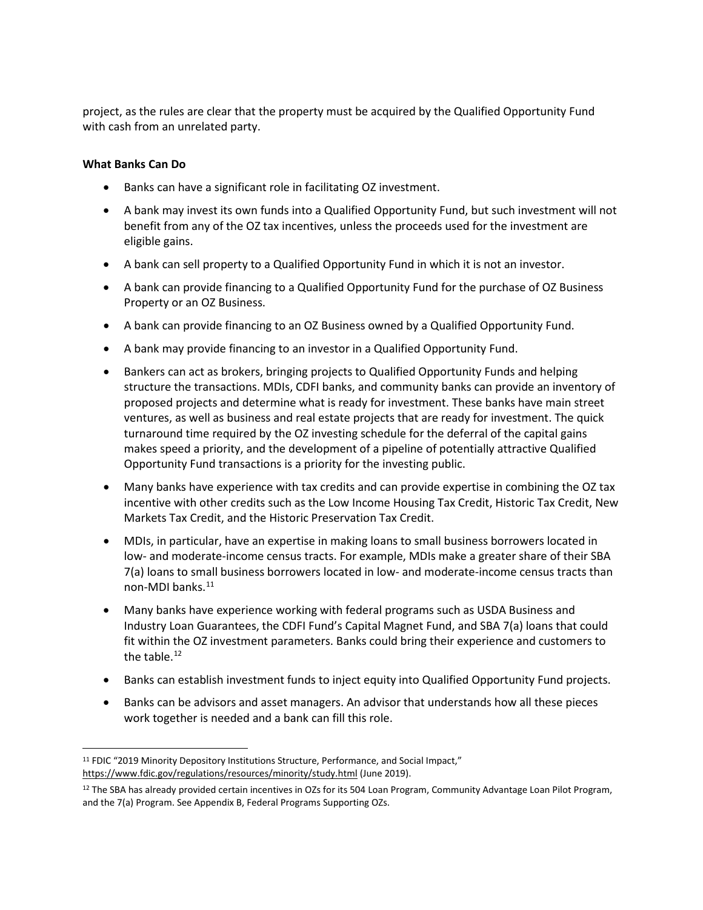project, as the rules are clear that the property must be acquired by the Qualified Opportunity Fund with cash from an unrelated party.

**What Banks Can Do**

- Banks can have a significant role in facilitating OZ investment.
- A bank may invest its own funds into a Qualified Opportunity Fund, but such investment will not benefit from any of the OZ tax incentives, unless the proceeds used for the investment are eligible gains.
- A bank can sell property to a Qualified Opportunity Fund in which it is not an investor.
- A bank can provide financing to a Qualified Opportunity Fund for the purchase of OZ Business Property or an OZ Business.
- A bank can provide financing to an OZ Business owned by a Qualified Opportunity Fund.
- A bank may provide financing to an investor in a Qualified Opportunity Fund.
- Bankers can act as brokers, bringing projects to Qualified Opportunity Funds and helping structure the transactions. MDIs, CDFI banks, and community banks can provide an inventory of proposed projects and determine what is ready for investment. These banks have main street ventures, as well as business and real estate projects that are ready for investment. The quick turnaround time required by the OZ investing schedule for the deferral of the capital gains makes speed a priority, and the development of a pipeline of potentially attractive Qualified Opportunity Fund transactions is a priority for the investing public.
- Many banks have experience with tax credits and can provide expertise in combining the OZ tax incentive with other credits such as the Low Income Housing Tax Credit, Historic Tax Credit, New Markets Tax Credit, and the Historic Preservation Tax Credit.
- MDIs, in particular, have an expertise in making loans to small business borrowers located in low- and moderate-income census tracts. For example, MDIs make a greater share of their SBA 7(a) loans to small business borrowers located in low- and moderate-income census tracts than non-MDI banks.[11]
- Many banks have experience working with federal programs such as USDA Business and Industry Loan Guarantees, the CDFI Fund's Capital Magnet Fund, and SBA 7(a) loans that could fit within the OZ investment parameters. Banks could bring their experience and customers to the table.[12]
- Banks can establish investment funds to inject equity into Qualified Opportunity Fund projects.
- Banks can be advisors and asset managers. An advisor that understands how all these pieces work together is needed and a bank can fill this role.

---

[11] FDIC "2019 Minority Depository Institutions Structure, Performance, and Social Impact," https://www.fdic.gov/regulations/resources/minority/study.html (June 2019).

[12] The SBA has already provided certain incentives in OZs for its 504 Loan Program, Community Advantage Loan Pilot Program, and the 7(a) Program. See Appendix B, Federal Programs Supporting OZs.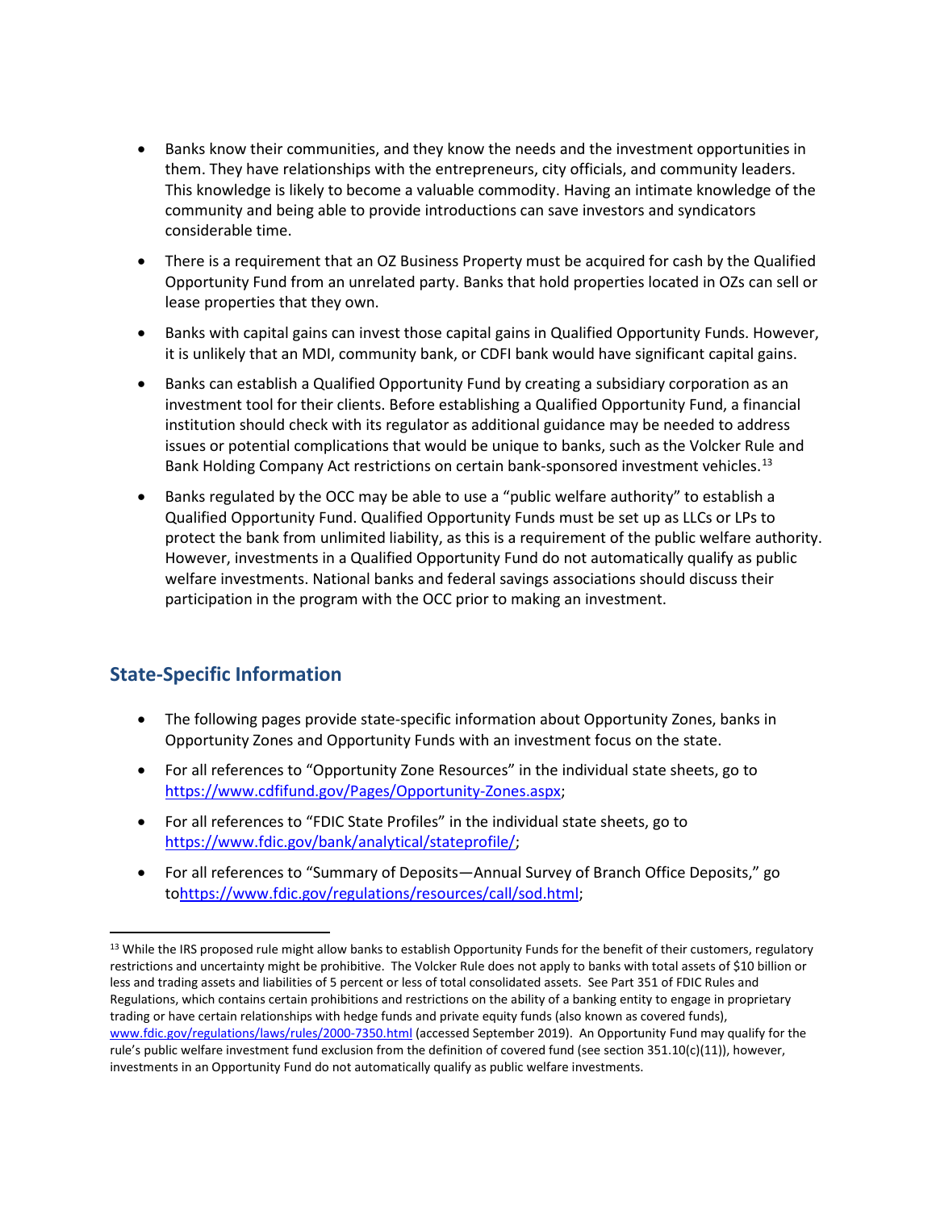- Banks know their communities, and they know the needs and the investment opportunities in them. They have relationships with the entrepreneurs, city officials, and community leaders. This knowledge is likely to become a valuable commodity. Having an intimate knowledge of the community and being able to provide introductions can save investors and syndicators considerable time.
- There is a requirement that an OZ Business Property must be acquired for cash by the Qualified Opportunity Fund from an unrelated party. Banks that hold properties located in OZs can sell or lease properties that they own.
- Banks with capital gains can invest those capital gains in Qualified Opportunity Funds. However, it is unlikely that an MDI, community bank, or CDFI bank would have significant capital gains.
- Banks can establish a Qualified Opportunity Fund by creating a subsidiary corporation as an investment tool for their clients. Before establishing a Qualified Opportunity Fund, a financial institution should check with its regulator as additional guidance may be needed to address issues or potential complications that would be unique to banks, such as the Volcker Rule and Bank Holding Company Act restrictions on certain bank-sponsored investment vehicles.[13]
- Banks regulated by the OCC may be able to use a "public welfare authority" to establish a Qualified Opportunity Fund. Qualified Opportunity Funds must be set up as LLCs or LPs to protect the bank from unlimited liability, as this is a requirement of the public welfare authority. However, investments in a Qualified Opportunity Fund do not automatically qualify as public welfare investments. National banks and federal savings associations should discuss their participation in the program with the OCC prior to making an investment.

## State-Specific Information

- The following pages provide state-specific information about Opportunity Zones, banks in Opportunity Zones and Opportunity Funds with an investment focus on the state.
- For all references to "Opportunity Zone Resources" in the individual state sheets, go to https://www.cdfifund.gov/Pages/Opportunity-Zones.aspx;
- For all references to "FDIC State Profiles" in the individual state sheets, go to https://www.fdic.gov/bank/analytical/stateprofile/;
- For all references to "Summary of Deposits—Annual Survey of Branch Office Deposits," go tohttps://www.fdic.gov/regulations/resources/call/sod.html;

[13] While the IRS proposed rule might allow banks to establish Opportunity Funds for the benefit of their customers, regulatory restrictions and uncertainty might be prohibitive. The Volcker Rule does not apply to banks with total assets of $10 billion or less and trading assets and liabilities of 5 percent or less of total consolidated assets. See Part 351 of FDIC Rules and Regulations, which contains certain prohibitions and restrictions on the ability of a banking entity to engage in proprietary trading or have certain relationships with hedge funds and private equity funds (also known as covered funds), www.fdic.gov/regulations/laws/rules/2000-7350.html (accessed September 2019). An Opportunity Fund may qualify for the rule's public welfare investment fund exclusion from the definition of covered fund (see section 351.10(c)(11)), however, investments in an Opportunity Fund do not automatically qualify as public welfare investments.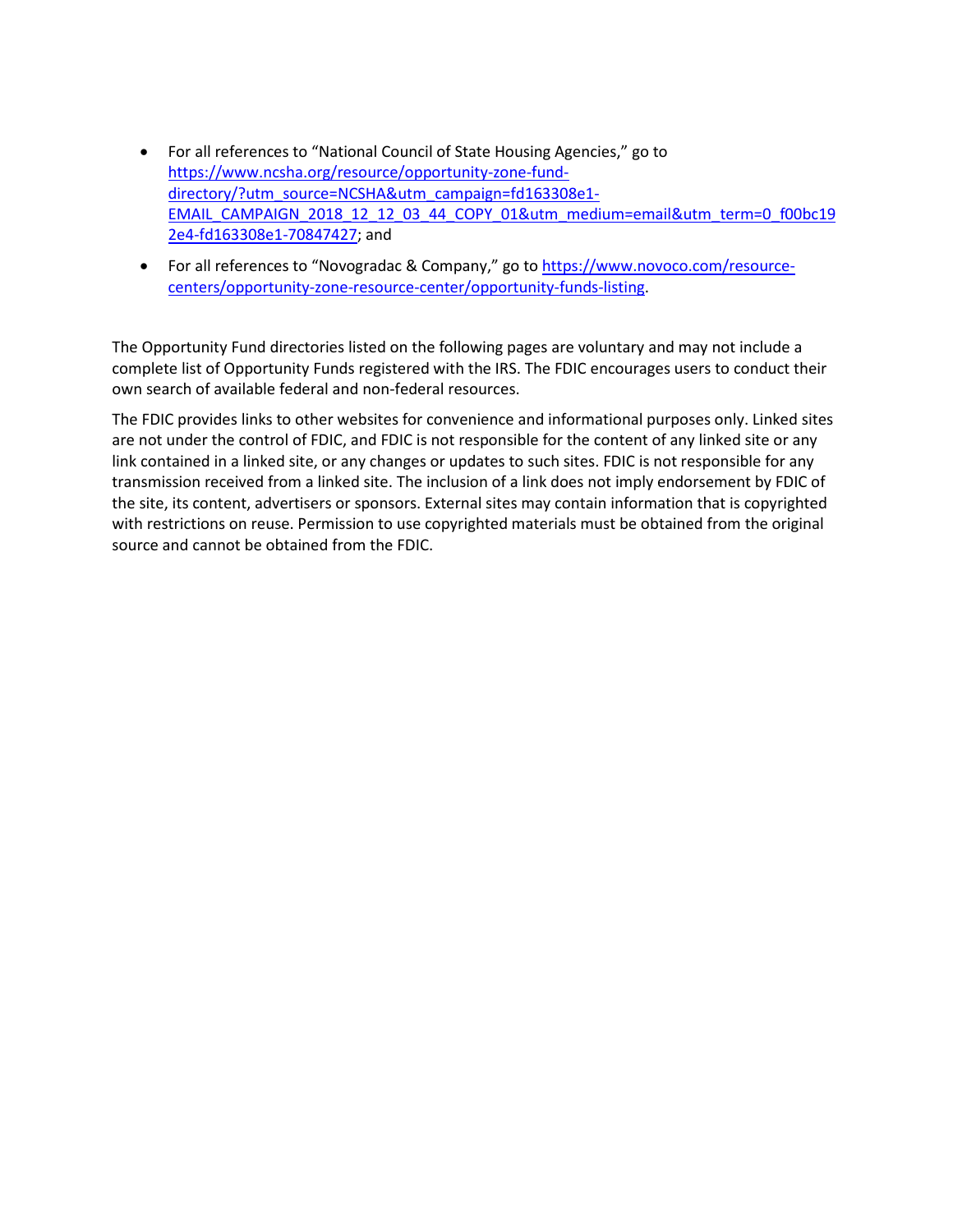- For all references to "National Council of State Housing Agencies," go to [https://www.ncsha.org/resource/opportunity-zone-fund-directory/?utm_source=NCSHA&utm_campaign=fd163308e1-EMAIL_CAMPAIGN_2018_12_12_03_44_COPY_01&utm_medium=email&utm_term=0_f00bc192e4-fd163308e1-70847427](https://www.ncsha.org/resource/opportunity-zone-fund-directory/?utm_source=NCSHA&utm_campaign=fd163308e1-EMAIL_CAMPAIGN_2018_12_12_03_44_COPY_01&utm_medium=email&utm_term=0_f00bc192e4-fd163308e1-70847427); and
- For all references to "Novogradac & Company," go to [https://www.novoco.com/resource-centers/opportunity-zone-resource-center/opportunity-funds-listing](https://www.novoco.com/resource-centers/opportunity-zone-resource-center/opportunity-funds-listing).

The Opportunity Fund directories listed on the following pages are voluntary and may not include a complete list of Opportunity Funds registered with the IRS. The FDIC encourages users to conduct their own search of available federal and non-federal resources.

The FDIC provides links to other websites for convenience and informational purposes only. Linked sites are not under the control of FDIC, and FDIC is not responsible for the content of any linked site or any link contained in a linked site, or any changes or updates to such sites. FDIC is not responsible for any transmission received from a linked site. The inclusion of a link does not imply endorsement by FDIC of the site, its content, advertisers or sponsors. External sites may contain information that is copyrighted with restrictions on reuse. Permission to use copyrighted materials must be obtained from the original source and cannot be obtained from the FDIC.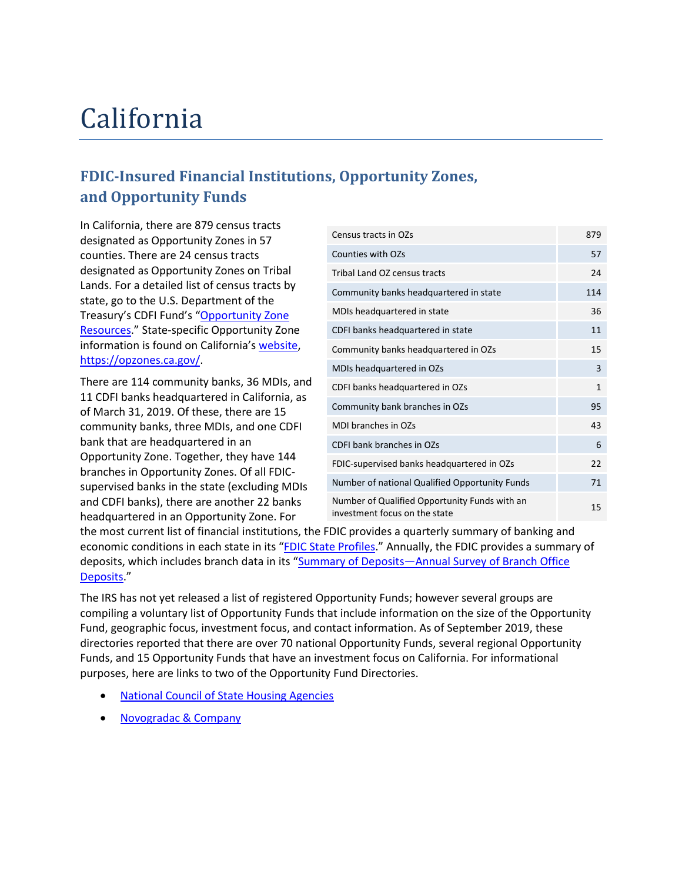# California

## FDIC-Insured Financial Institutions, Opportunity Zones, and Opportunity Funds

In California, there are 879 census tracts designated as Opportunity Zones in 57 counties. There are 24 census tracts designated as Opportunity Zones on Tribal Lands. For a detailed list of census tracts by state, go to the U.S. Department of the Treasury's CDFI Fund's "[Opportunity Zone Resources](#)." State-specific Opportunity Zone information is found on California's [website](https://opzones.ca.gov/), [https://opzones.ca.gov/](https://opzones.ca.gov/).

There are 114 community banks, 36 MDIs, and 11 CDFI banks headquartered in California, as of March 31, 2019. Of these, there are 15 community banks, three MDIs, and one CDFI bank that are headquartered in an Opportunity Zone. Together, they have 144 branches in Opportunity Zones. Of all FDIC-supervised banks in the state (excluding MDIs and CDFI banks), there are another 22 banks headquartered in an Opportunity Zone. For the most current list of financial institutions, the FDIC provides a quarterly summary of banking and economic conditions in each state in its "[FDIC State Profiles](#)." Annually, the FDIC provides a summary of deposits, which includes branch data in its "[Summary of Deposits—Annual Survey of Branch Office Deposits](#)."

| | |
|---|---|
| Census tracts in OZs | 879 |
| Counties with OZs | 57 |
| Tribal Land OZ census tracts | 24 |
| Community banks headquartered in state | 114 |
| MDIs headquartered in state | 36 |
| CDFI banks headquartered in state | 11 |
| Community banks headquartered in OZs | 15 |
| MDIs headquartered in OZs | 3 |
| CDFI banks headquartered in OZs | 1 |
| Community bank branches in OZs | 95 |
| MDI branches in OZs | 43 |
| CDFI bank branches in OZs | 6 |
| FDIC-supervised banks headquartered in OZs | 22 |
| Number of national Qualified Opportunity Funds | 71 |
| Number of Qualified Opportunity Funds with an investment focus on the state | 15 |

The IRS has not yet released a list of registered Opportunity Funds; however several groups are compiling a voluntary list of Opportunity Funds that include information on the size of the Opportunity Fund, geographic focus, investment focus, and contact information. As of September 2019, these directories reported that there are over 70 national Opportunity Funds, several regional Opportunity Funds, and 15 Opportunity Funds that have an investment focus on California. For informational purposes, here are links to two of the Opportunity Fund Directories.

- [National Council of State Housing Agencies](#)
- [Novogradac & Company](#)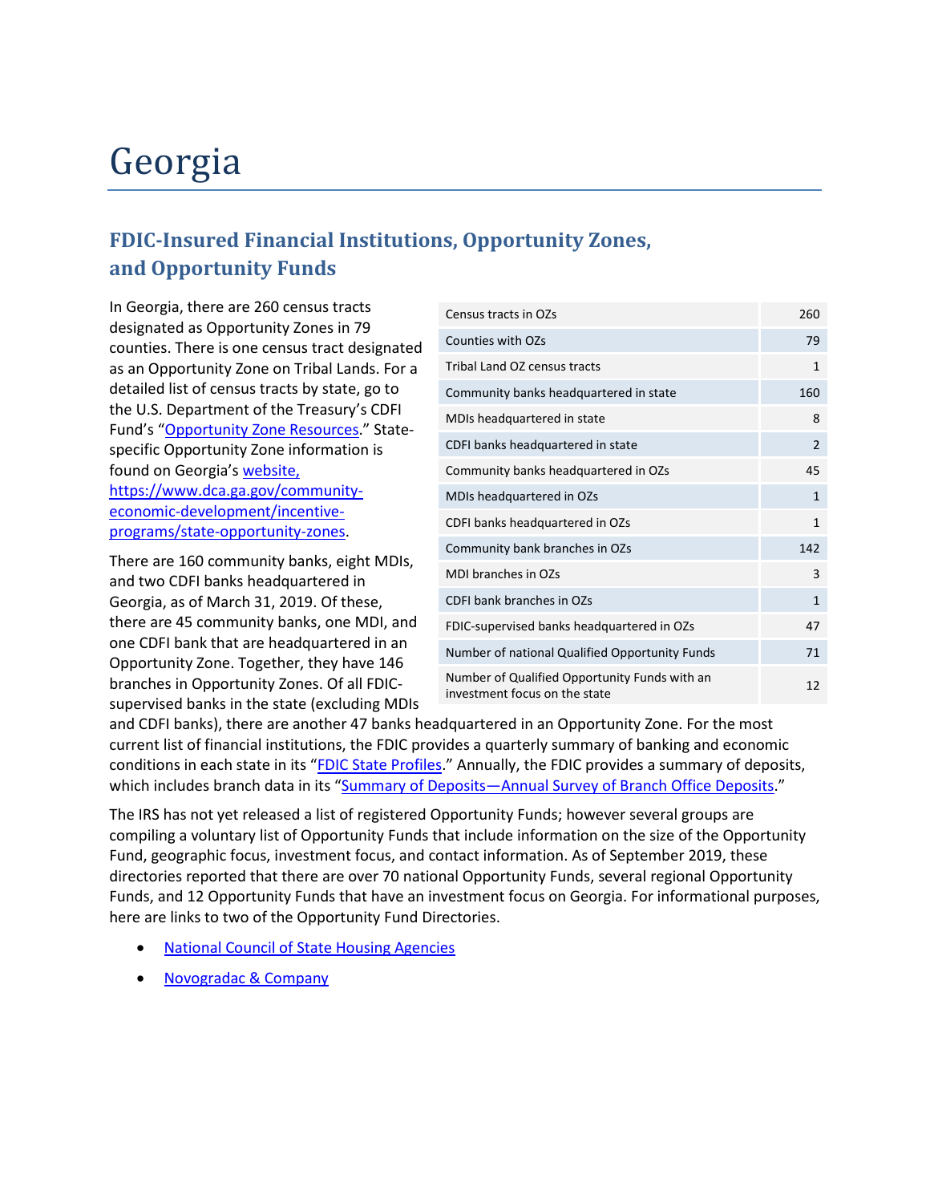# Georgia

## FDIC-Insured Financial Institutions, Opportunity Zones, and Opportunity Funds

In Georgia, there are 260 census tracts designated as Opportunity Zones in 79 counties. There is one census tract designated as an Opportunity Zone on Tribal Lands. For a detailed list of census tracts by state, go to the U.S. Department of the Treasury's CDFI Fund's "[Opportunity Zone Resources](#)." State-specific Opportunity Zone information is found on Georgia's [website, https://www.dca.ga.gov/community-economic-development/incentive-programs/state-opportunity-zones](https://www.dca.ga.gov/community-economic-development/incentive-programs/state-opportunity-zones).

| | |
|---|---|
| Census tracts in OZs | 260 |
| Counties with OZs | 79 |
| Tribal Land OZ census tracts | 1 |
| Community banks headquartered in state | 160 |
| MDIs headquartered in state | 8 |
| CDFI banks headquartered in state | 2 |
| Community banks headquartered in OZs | 45 |
| MDIs headquartered in OZs | 1 |
| CDFI banks headquartered in OZs | 1 |
| Community bank branches in OZs | 142 |
| MDI branches in OZs | 3 |
| CDFI bank branches in OZs | 1 |
| FDIC-supervised banks headquartered in OZs | 47 |
| Number of national Qualified Opportunity Funds | 71 |
| Number of Qualified Opportunity Funds with an investment focus on the state | 12 |

There are 160 community banks, eight MDIs, and two CDFI banks headquartered in Georgia, as of March 31, 2019. Of these, there are 45 community banks, one MDI, and one CDFI bank that are headquartered in an Opportunity Zone. Together, they have 146 branches in Opportunity Zones. Of all FDIC-supervised banks in the state (excluding MDIs and CDFI banks), there are another 47 banks headquartered in an Opportunity Zone. For the most current list of financial institutions, the FDIC provides a quarterly summary of banking and economic conditions in each state in its "[FDIC State Profiles](#)." Annually, the FDIC provides a summary of deposits, which includes branch data in its "[Summary of Deposits—Annual Survey of Branch Office Deposits](#)."

The IRS has not yet released a list of registered Opportunity Funds; however several groups are compiling a voluntary list of Opportunity Funds that include information on the size of the Opportunity Fund, geographic focus, investment focus, and contact information. As of September 2019, these directories reported that there are over 70 national Opportunity Funds, several regional Opportunity Funds, and 12 Opportunity Funds that have an investment focus on Georgia. For informational purposes, here are links to two of the Opportunity Fund Directories.

- [National Council of State Housing Agencies](#)
- [Novogradac & Company](#)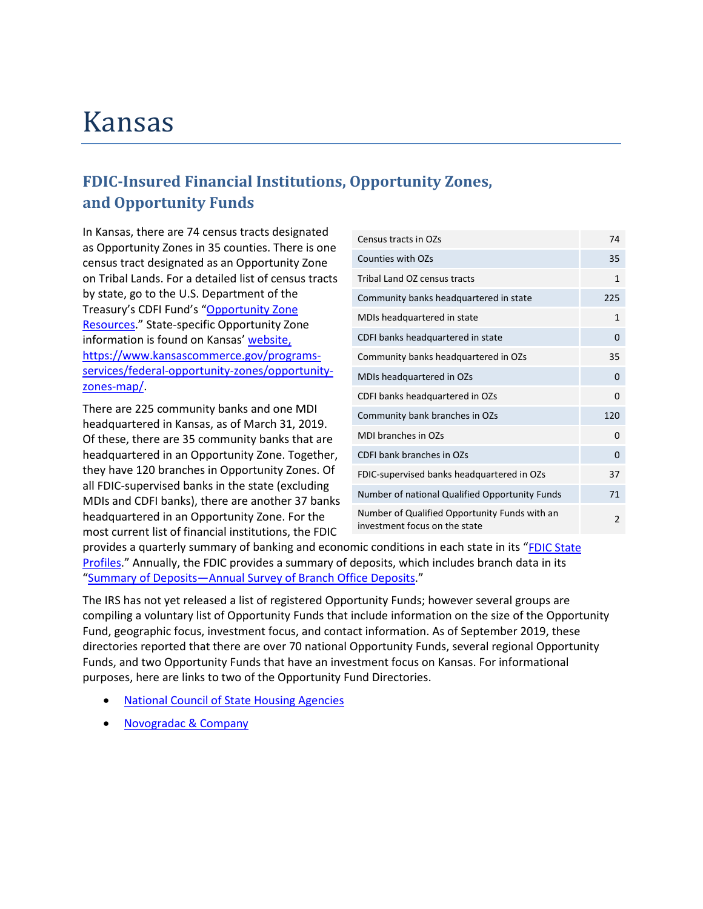# Kansas

## FDIC-Insured Financial Institutions, Opportunity Zones, and Opportunity Funds

In Kansas, there are 74 census tracts designated as Opportunity Zones in 35 counties. There is one census tract designated as an Opportunity Zone on Tribal Lands. For a detailed list of census tracts by state, go to the U.S. Department of the Treasury's CDFI Fund's "Opportunity Zone Resources." State-specific Opportunity Zone information is found on Kansas' website, https://www.kansascommerce.gov/programs-services/federal-opportunity-zones/opportunity-zones-map/.

| | |
|---|---|
| Census tracts in OZs | 74 |
| Counties with OZs | 35 |
| Tribal Land OZ census tracts | 1 |
| Community banks headquartered in state | 225 |
| MDIs headquartered in state | 1 |
| CDFI banks headquartered in state | 0 |
| Community banks headquartered in OZs | 35 |
| MDIs headquartered in OZs | 0 |
| CDFI banks headquartered in OZs | 0 |
| Community bank branches in OZs | 120 |
| MDI branches in OZs | 0 |
| CDFI bank branches in OZs | 0 |
| FDIC-supervised banks headquartered in OZs | 37 |
| Number of national Qualified Opportunity Funds | 71 |
| Number of Qualified Opportunity Funds with an investment focus on the state | 2 |

There are 225 community banks and one MDI headquartered in Kansas, as of March 31, 2019. Of these, there are 35 community banks that are headquartered in an Opportunity Zone. Together, they have 120 branches in Opportunity Zones. Of all FDIC-supervised banks in the state (excluding MDIs and CDFI banks), there are another 37 banks headquartered in an Opportunity Zone. For the most current list of financial institutions, the FDIC provides a quarterly summary of banking and economic conditions in each state in its "FDIC State Profiles." Annually, the FDIC provides a summary of deposits, which includes branch data in its "Summary of Deposits—Annual Survey of Branch Office Deposits."

The IRS has not yet released a list of registered Opportunity Funds; however several groups are compiling a voluntary list of Opportunity Funds that include information on the size of the Opportunity Fund, geographic focus, investment focus, and contact information. As of September 2019, these directories reported that there are over 70 national Opportunity Funds, several regional Opportunity Funds, and two Opportunity Funds that have an investment focus on Kansas. For informational purposes, here are links to two of the Opportunity Fund Directories.

- National Council of State Housing Agencies
- Novogradac & Company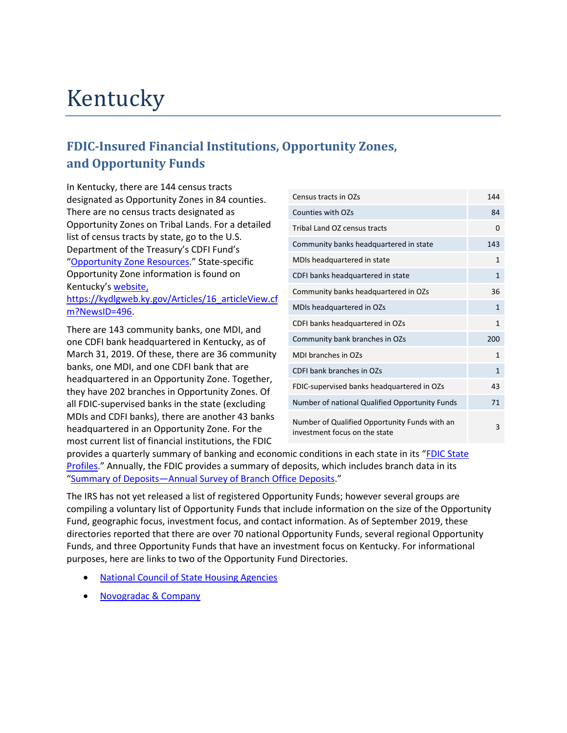# Kentucky

## FDIC-Insured Financial Institutions, Opportunity Zones, and Opportunity Funds

In Kentucky, there are 144 census tracts designated as Opportunity Zones in 84 counties. There are no census tracts designated as Opportunity Zones on Tribal Lands. For a detailed list of census tracts by state, go to the U.S. Department of the Treasury's CDFI Fund's "[Opportunity Zone Resources](#)." State-specific Opportunity Zone information is found on Kentucky's [website, https://kydlgweb.ky.gov/Articles/16_articleView.cfm?NewsID=496](https://kydlgweb.ky.gov/Articles/16_articleView.cfm?NewsID=496).

| | |
|---|---|
| Census tracts in OZs | 144 |
| Counties with OZs | 84 |
| Tribal Land OZ census tracts | 0 |
| Community banks headquartered in state | 143 |
| MDIs headquartered in state | 1 |
| CDFI banks headquartered in state | 1 |
| Community banks headquartered in OZs | 36 |
| MDIs headquartered in OZs | 1 |
| CDFI banks headquartered in OZs | 1 |
| Community bank branches in OZs | 200 |
| MDI branches in OZs | 1 |
| CDFI bank branches in OZs | 1 |
| FDIC-supervised banks headquartered in OZs | 43 |
| Number of national Qualified Opportunity Funds | 71 |
| Number of Qualified Opportunity Funds with an investment focus on the state | 3 |

There are 143 community banks, one MDI, and one CDFI bank headquartered in Kentucky, as of March 31, 2019. Of these, there are 36 community banks, one MDI, and one CDFI bank that are headquartered in an Opportunity Zone. Together, they have 202 branches in Opportunity Zones. Of all FDIC-supervised banks in the state (excluding MDIs and CDFI banks), there are another 43 banks headquartered in an Opportunity Zone. For the most current list of financial institutions, the FDIC provides a quarterly summary of banking and economic conditions in each state in its "[FDIC State Profiles](#)." Annually, the FDIC provides a summary of deposits, which includes branch data in its "[Summary of Deposits—Annual Survey of Branch Office Deposits](#)."

The IRS has not yet released a list of registered Opportunity Funds; however several groups are compiling a voluntary list of Opportunity Funds that include information on the size of the Opportunity Fund, geographic focus, investment focus, and contact information. As of September 2019, these directories reported that there are over 70 national Opportunity Funds, several regional Opportunity Funds, and three Opportunity Funds that have an investment focus on Kentucky. For informational purposes, here are links to two of the Opportunity Fund Directories.

- [National Council of State Housing Agencies](#)
- [Novogradac & Company](#)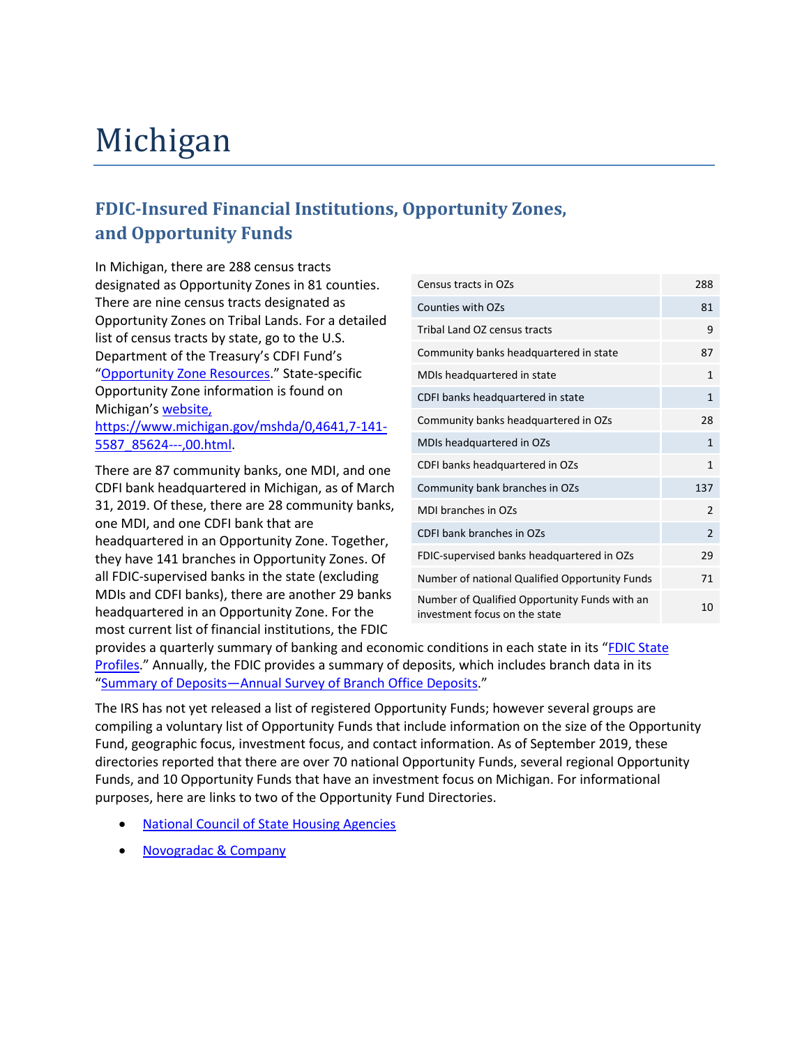# Michigan

## FDIC-Insured Financial Institutions, Opportunity Zones, and Opportunity Funds

In Michigan, there are 288 census tracts designated as Opportunity Zones in 81 counties. There are nine census tracts designated as Opportunity Zones on Tribal Lands. For a detailed list of census tracts by state, go to the U.S. Department of the Treasury's CDFI Fund's "[Opportunity Zone Resources](https://www.cdfifund.gov/)." State-specific Opportunity Zone information is found on Michigan's [website, https://www.michigan.gov/mshda/0,4641,7-141-5587_85624---,00.html](https://www.michigan.gov/mshda/0,4641,7-141-5587_85624---,00.html).

| | |
|---|---|
| Census tracts in OZs | 288 |
| Counties with OZs | 81 |
| Tribal Land OZ census tracts | 9 |
| Community banks headquartered in state | 87 |
| MDIs headquartered in state | 1 |
| CDFI banks headquartered in state | 1 |
| Community banks headquartered in OZs | 28 |
| MDIs headquartered in OZs | 1 |
| CDFI banks headquartered in OZs | 1 |
| Community bank branches in OZs | 137 |
| MDI branches in OZs | 2 |
| CDFI bank branches in OZs | 2 |
| FDIC-supervised banks headquartered in OZs | 29 |
| Number of national Qualified Opportunity Funds | 71 |
| Number of Qualified Opportunity Funds with an investment focus on the state | 10 |

There are 87 community banks, one MDI, and one CDFI bank headquartered in Michigan, as of March 31, 2019. Of these, there are 28 community banks, one MDI, and one CDFI bank that are headquartered in an Opportunity Zone. Together, they have 141 branches in Opportunity Zones. Of all FDIC-supervised banks in the state (excluding MDIs and CDFI banks), there are another 29 banks headquartered in an Opportunity Zone. For the most current list of financial institutions, the FDIC provides a quarterly summary of banking and economic conditions in each state in its "FDIC State Profiles." Annually, the FDIC provides a summary of deposits, which includes branch data in its "Summary of Deposits—Annual Survey of Branch Office Deposits."

The IRS has not yet released a list of registered Opportunity Funds; however several groups are compiling a voluntary list of Opportunity Funds that include information on the size of the Opportunity Fund, geographic focus, investment focus, and contact information. As of September 2019, these directories reported that there are over 70 national Opportunity Funds, several regional Opportunity Funds, and 10 Opportunity Funds that have an investment focus on Michigan. For informational purposes, here are links to two of the Opportunity Fund Directories.

- National Council of State Housing Agencies
- Novogradac & Company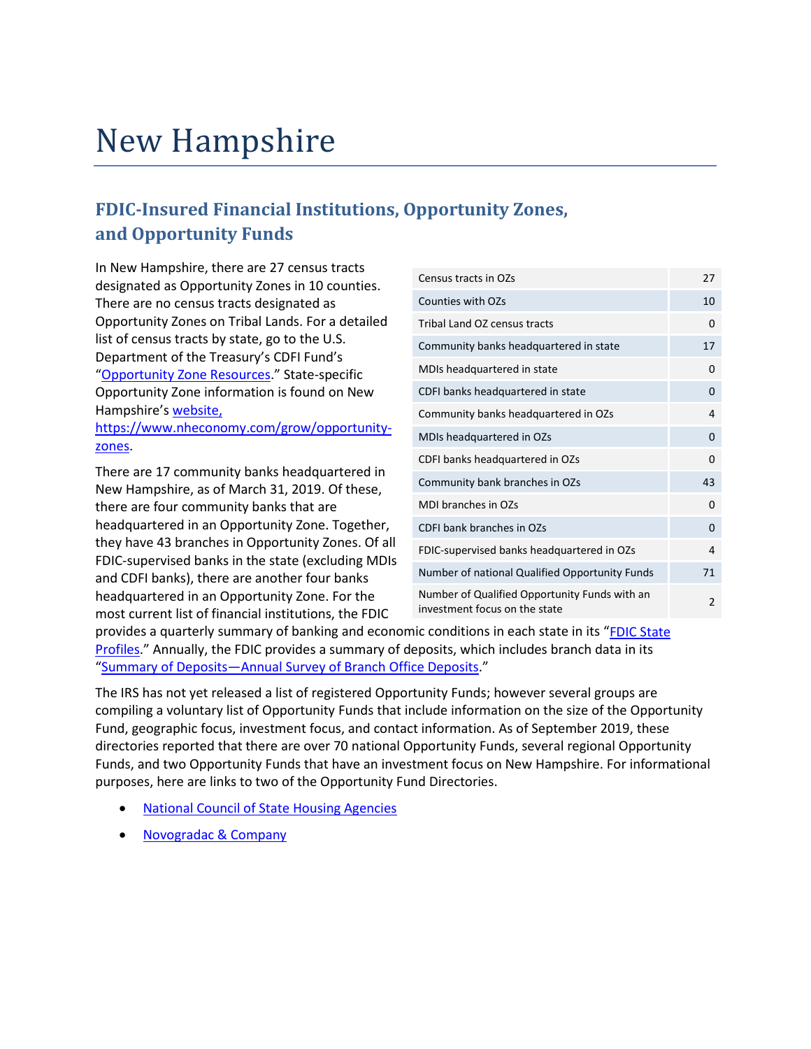# New Hampshire

## FDIC-Insured Financial Institutions, Opportunity Zones, and Opportunity Funds

In New Hampshire, there are 27 census tracts designated as Opportunity Zones in 10 counties. There are no census tracts designated as Opportunity Zones on Tribal Lands. For a detailed list of census tracts by state, go to the U.S. Department of the Treasury's CDFI Fund's "Opportunity Zone Resources." State-specific Opportunity Zone information is found on New Hampshire's website, https://www.nheconomy.com/grow/opportunity-zones.

| | |
|---|---|
| Census tracts in OZs | 27 |
| Counties with OZs | 10 |
| Tribal Land OZ census tracts | 0 |
| Community banks headquartered in state | 17 |
| MDIs headquartered in state | 0 |
| CDFI banks headquartered in state | 0 |
| Community banks headquartered in OZs | 4 |
| MDIs headquartered in OZs | 0 |
| CDFI banks headquartered in OZs | 0 |
| Community bank branches in OZs | 43 |
| MDI branches in OZs | 0 |
| CDFI bank branches in OZs | 0 |
| FDIC-supervised banks headquartered in OZs | 4 |
| Number of national Qualified Opportunity Funds | 71 |
| Number of Qualified Opportunity Funds with an investment focus on the state | 2 |

There are 17 community banks headquartered in New Hampshire, as of March 31, 2019. Of these, there are four community banks that are headquartered in an Opportunity Zone. Together, they have 43 branches in Opportunity Zones. Of all FDIC-supervised banks in the state (excluding MDIs and CDFI banks), there are another four banks headquartered in an Opportunity Zone. For the most current list of financial institutions, the FDIC provides a quarterly summary of banking and economic conditions in each state in its "FDIC State Profiles." Annually, the FDIC provides a summary of deposits, which includes branch data in its "Summary of Deposits—Annual Survey of Branch Office Deposits."

The IRS has not yet released a list of registered Opportunity Funds; however several groups are compiling a voluntary list of Opportunity Funds that include information on the size of the Opportunity Fund, geographic focus, investment focus, and contact information. As of September 2019, these directories reported that there are over 70 national Opportunity Funds, several regional Opportunity Funds, and two Opportunity Funds that have an investment focus on New Hampshire. For informational purposes, here are links to two of the Opportunity Fund Directories.

- National Council of State Housing Agencies
- Novogradac & Company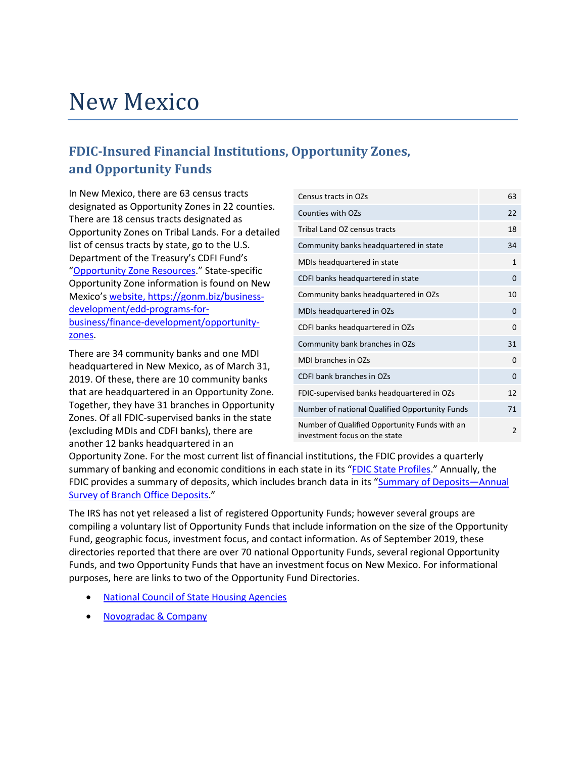# New Mexico

## FDIC-Insured Financial Institutions, Opportunity Zones, and Opportunity Funds

In New Mexico, there are 63 census tracts designated as Opportunity Zones in 22 counties. There are 18 census tracts designated as Opportunity Zones on Tribal Lands. For a detailed list of census tracts by state, go to the U.S. Department of the Treasury's CDFI Fund's "[Opportunity Zone Resources](#)." State-specific Opportunity Zone information is found on New Mexico's [website, https://gonm.biz/business-development/edd-programs-for-business/finance-development/opportunity-zones](https://gonm.biz/business-development/edd-programs-for-business/finance-development/opportunity-zones).

| | |
|---|---|
| Census tracts in OZs | 63 |
| Counties with OZs | 22 |
| Tribal Land OZ census tracts | 18 |
| Community banks headquartered in state | 34 |
| MDIs headquartered in state | 1 |
| CDFI banks headquartered in state | 0 |
| Community banks headquartered in OZs | 10 |
| MDIs headquartered in OZs | 0 |
| CDFI banks headquartered in OZs | 0 |
| Community bank branches in OZs | 31 |
| MDI branches in OZs | 0 |
| CDFI bank branches in OZs | 0 |
| FDIC-supervised banks headquartered in OZs | 12 |
| Number of national Qualified Opportunity Funds | 71 |
| Number of Qualified Opportunity Funds with an investment focus on the state | 2 |

There are 34 community banks and one MDI headquartered in New Mexico, as of March 31, 2019. Of these, there are 10 community banks that are headquartered in an Opportunity Zone. Together, they have 31 branches in Opportunity Zones. Of all FDIC-supervised banks in the state (excluding MDIs and CDFI banks), there are another 12 banks headquartered in an Opportunity Zone. For the most current list of financial institutions, the FDIC provides a quarterly summary of banking and economic conditions in each state in its "[FDIC State Profiles](#)." Annually, the FDIC provides a summary of deposits, which includes branch data in its "[Summary of Deposits—Annual Survey of Branch Office Deposits](#)."

The IRS has not yet released a list of registered Opportunity Funds; however several groups are compiling a voluntary list of Opportunity Funds that include information on the size of the Opportunity Fund, geographic focus, investment focus, and contact information. As of September 2019, these directories reported that there are over 70 national Opportunity Funds, several regional Opportunity Funds, and two Opportunity Funds that have an investment focus on New Mexico. For informational purposes, here are links to two of the Opportunity Fund Directories.

- [National Council of State Housing Agencies](#)
- [Novogradac & Company](#)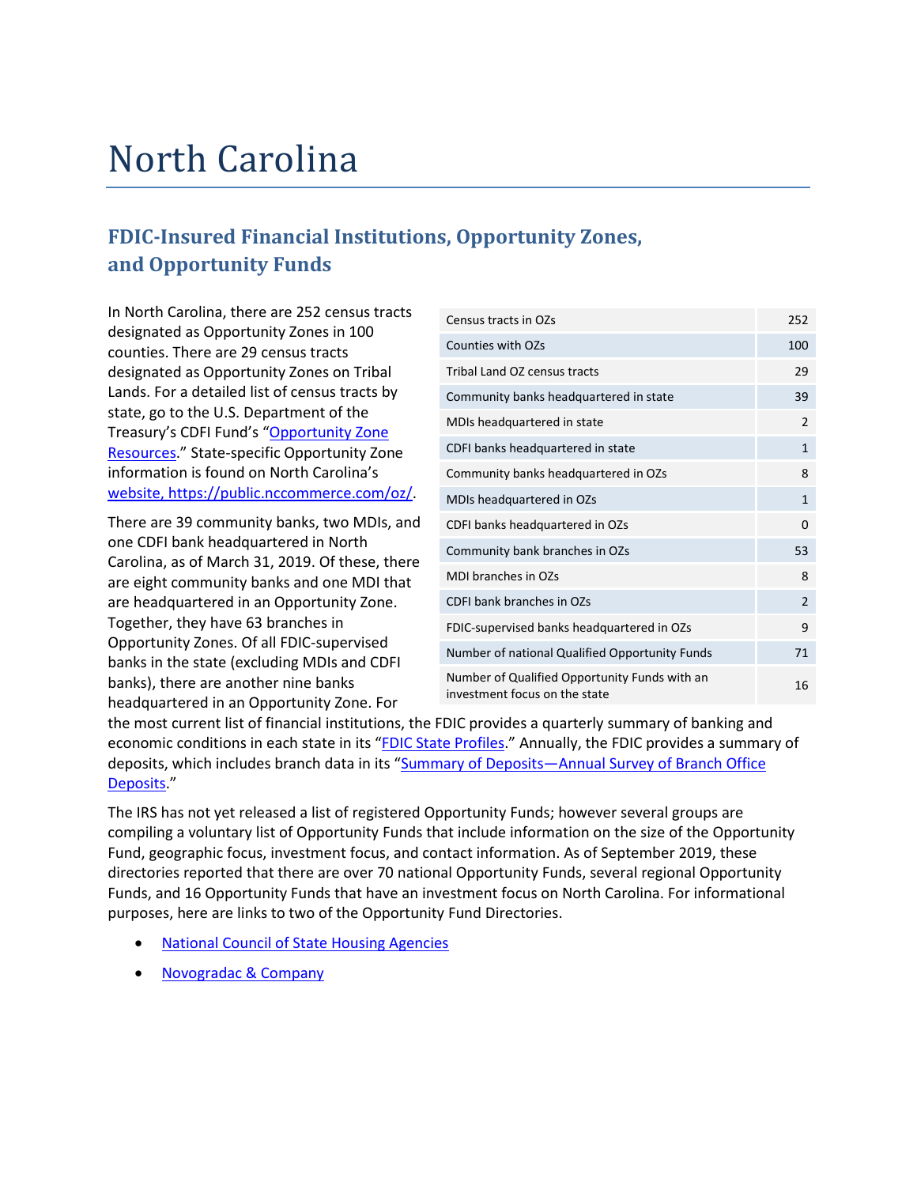# North Carolina

## FDIC-Insured Financial Institutions, Opportunity Zones, and Opportunity Funds

In North Carolina, there are 252 census tracts designated as Opportunity Zones in 100 counties. There are 29 census tracts designated as Opportunity Zones on Tribal Lands. For a detailed list of census tracts by state, go to the U.S. Department of the Treasury's CDFI Fund's "Opportunity Zone Resources." State-specific Opportunity Zone information is found on North Carolina's website, https://public.nccommerce.com/oz/.

| | |
|---|---|
| Census tracts in OZs | 252 |
| Counties with OZs | 100 |
| Tribal Land OZ census tracts | 29 |
| Community banks headquartered in state | 39 |
| MDIs headquartered in state | 2 |
| CDFI banks headquartered in state | 1 |
| Community banks headquartered in OZs | 8 |
| MDIs headquartered in OZs | 1 |
| CDFI banks headquartered in OZs | 0 |
| Community bank branches in OZs | 53 |
| MDI branches in OZs | 8 |
| CDFI bank branches in OZs | 2 |
| FDIC-supervised banks headquartered in OZs | 9 |
| Number of national Qualified Opportunity Funds | 71 |
| Number of Qualified Opportunity Funds with an investment focus on the state | 16 |

There are 39 community banks, two MDIs, and one CDFI bank headquartered in North Carolina, as of March 31, 2019. Of these, there are eight community banks and one MDI that are headquartered in an Opportunity Zone. Together, they have 63 branches in Opportunity Zones. Of all FDIC-supervised banks in the state (excluding MDIs and CDFI banks), there are another nine banks headquartered in an Opportunity Zone. For the most current list of financial institutions, the FDIC provides a quarterly summary of banking and economic conditions in each state in its "FDIC State Profiles." Annually, the FDIC provides a summary of deposits, which includes branch data in its "Summary of Deposits—Annual Survey of Branch Office Deposits."

The IRS has not yet released a list of registered Opportunity Funds; however several groups are compiling a voluntary list of Opportunity Funds that include information on the size of the Opportunity Fund, geographic focus, investment focus, and contact information. As of September 2019, these directories reported that there are over 70 national Opportunity Funds, several regional Opportunity Funds, and 16 Opportunity Funds that have an investment focus on North Carolina. For informational purposes, here are links to two of the Opportunity Fund Directories.

- National Council of State Housing Agencies
- Novogradac & Company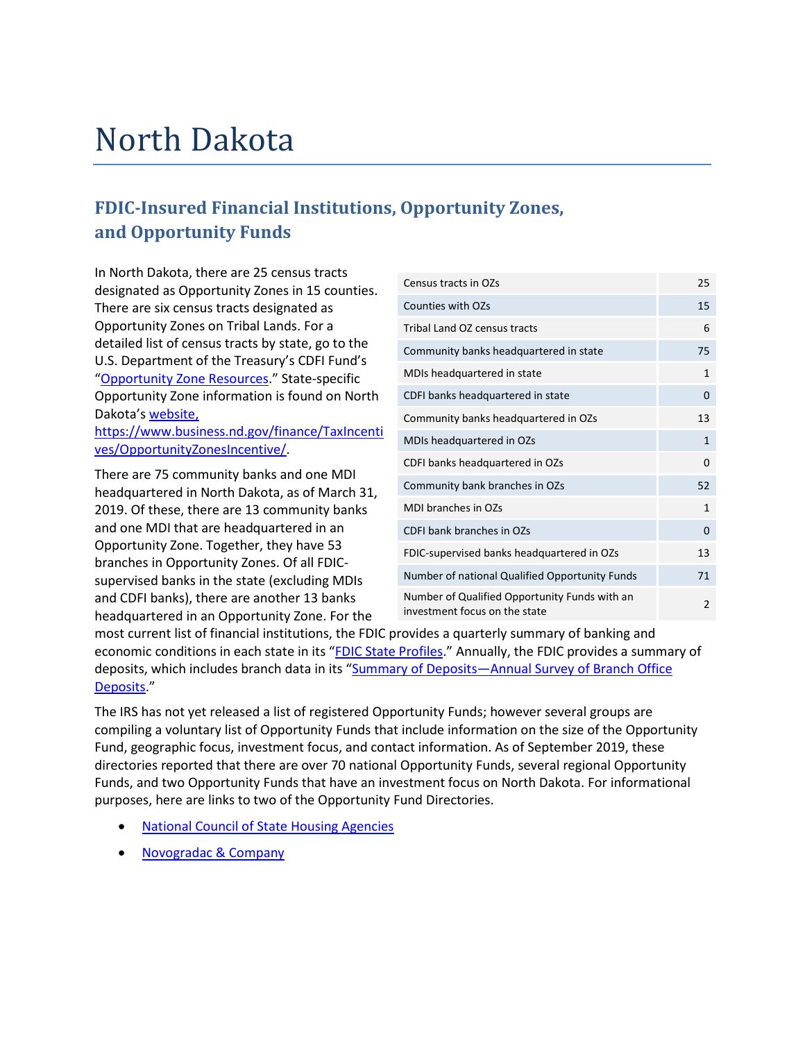# North Dakota

## FDIC-Insured Financial Institutions, Opportunity Zones, and Opportunity Funds

In North Dakota, there are 25 census tracts designated as Opportunity Zones in 15 counties. There are six census tracts designated as Opportunity Zones on Tribal Lands. For a detailed list of census tracts by state, go to the U.S. Department of the Treasury's CDFI Fund's "Opportunity Zone Resources." State-specific Opportunity Zone information is found on North Dakota's website, https://www.business.nd.gov/finance/TaxIncentives/OpportunityZonesIncentive/.

| | |
|---|---|
| Census tracts in OZs | 25 |
| Counties with OZs | 15 |
| Tribal Land OZ census tracts | 6 |
| Community banks headquartered in state | 75 |
| MDIs headquartered in state | 1 |
| CDFI banks headquartered in state | 0 |
| Community banks headquartered in OZs | 13 |
| MDIs headquartered in OZs | 1 |
| CDFI banks headquartered in OZs | 0 |
| Community bank branches in OZs | 52 |
| MDI branches in OZs | 1 |
| CDFI bank branches in OZs | 0 |
| FDIC-supervised banks headquartered in OZs | 13 |
| Number of national Qualified Opportunity Funds | 71 |
| Number of Qualified Opportunity Funds with an investment focus on the state | 2 |

There are 75 community banks and one MDI headquartered in North Dakota, as of March 31, 2019. Of these, there are 13 community banks and one MDI that are headquartered in an Opportunity Zone. Together, they have 53 branches in Opportunity Zones. Of all FDIC-supervised banks in the state (excluding MDIs and CDFI banks), there are another 13 banks headquartered in an Opportunity Zone. For the most current list of financial institutions, the FDIC provides a quarterly summary of banking and economic conditions in each state in its "FDIC State Profiles." Annually, the FDIC provides a summary of deposits, which includes branch data in its "Summary of Deposits—Annual Survey of Branch Office Deposits."

The IRS has not yet released a list of registered Opportunity Funds; however several groups are compiling a voluntary list of Opportunity Funds that include information on the size of the Opportunity Fund, geographic focus, investment focus, and contact information. As of September 2019, these directories reported that there are over 70 national Opportunity Funds, several regional Opportunity Funds, and two Opportunity Funds that have an investment focus on North Dakota. For informational purposes, here are links to two of the Opportunity Fund Directories.

- National Council of State Housing Agencies
- Novogradac & Company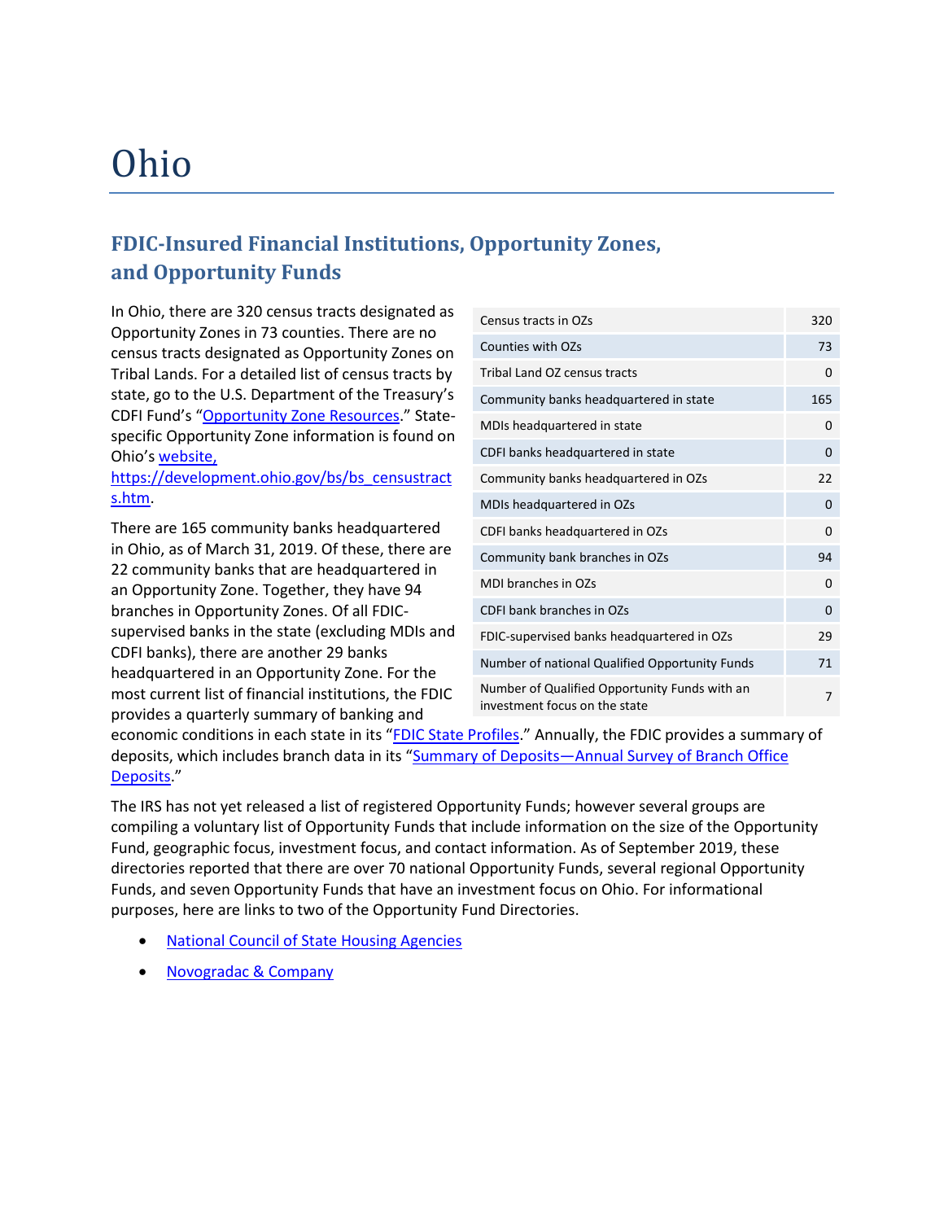# Ohio

## FDIC-Insured Financial Institutions, Opportunity Zones, and Opportunity Funds

In Ohio, there are 320 census tracts designated as Opportunity Zones in 73 counties. There are no census tracts designated as Opportunity Zones on Tribal Lands. For a detailed list of census tracts by state, go to the U.S. Department of the Treasury's CDFI Fund's "[Opportunity Zone Resources](https://www.cdfifund.gov/pages/opportunity-zones.aspx)." State-specific Opportunity Zone information is found on Ohio's [website, https://development.ohio.gov/bs/bs_censustracts.htm](https://development.ohio.gov/bs/bs_censustracts.htm).

| | |
|---|---|
| Census tracts in OZs | 320 |
| Counties with OZs | 73 |
| Tribal Land OZ census tracts | 0 |
| Community banks headquartered in state | 165 |
| MDIs headquartered in state | 0 |
| CDFI banks headquartered in state | 0 |
| Community banks headquartered in OZs | 22 |
| MDIs headquartered in OZs | 0 |
| CDFI banks headquartered in OZs | 0 |
| Community bank branches in OZs | 94 |
| MDI branches in OZs | 0 |
| CDFI bank branches in OZs | 0 |
| FDIC-supervised banks headquartered in OZs | 29 |
| Number of national Qualified Opportunity Funds | 71 |
| Number of Qualified Opportunity Funds with an investment focus on the state | 7 |

There are 165 community banks headquartered in Ohio, as of March 31, 2019. Of these, there are 22 community banks that are headquartered in an Opportunity Zone. Together, they have 94 branches in Opportunity Zones. Of all FDIC-supervised banks in the state (excluding MDIs and CDFI banks), there are another 29 banks headquartered in an Opportunity Zone. For the most current list of financial institutions, the FDIC provides a quarterly summary of banking and economic conditions in each state in its "[FDIC State Profiles](https://www.fdic.gov/bank/analytical/stateprofile/)." Annually, the FDIC provides a summary of deposits, which includes branch data in its "[Summary of Deposits—Annual Survey of Branch Office Deposits](https://www7.fdic.gov/sod/)."

The IRS has not yet released a list of registered Opportunity Funds; however several groups are compiling a voluntary list of Opportunity Funds that include information on the size of the Opportunity Fund, geographic focus, investment focus, and contact information. As of September 2019, these directories reported that there are over 70 national Opportunity Funds, several regional Opportunity Funds, and seven Opportunity Funds that have an investment focus on Ohio. For informational purposes, here are links to two of the Opportunity Fund Directories.

- National Council of State Housing Agencies
- Novogradac & Company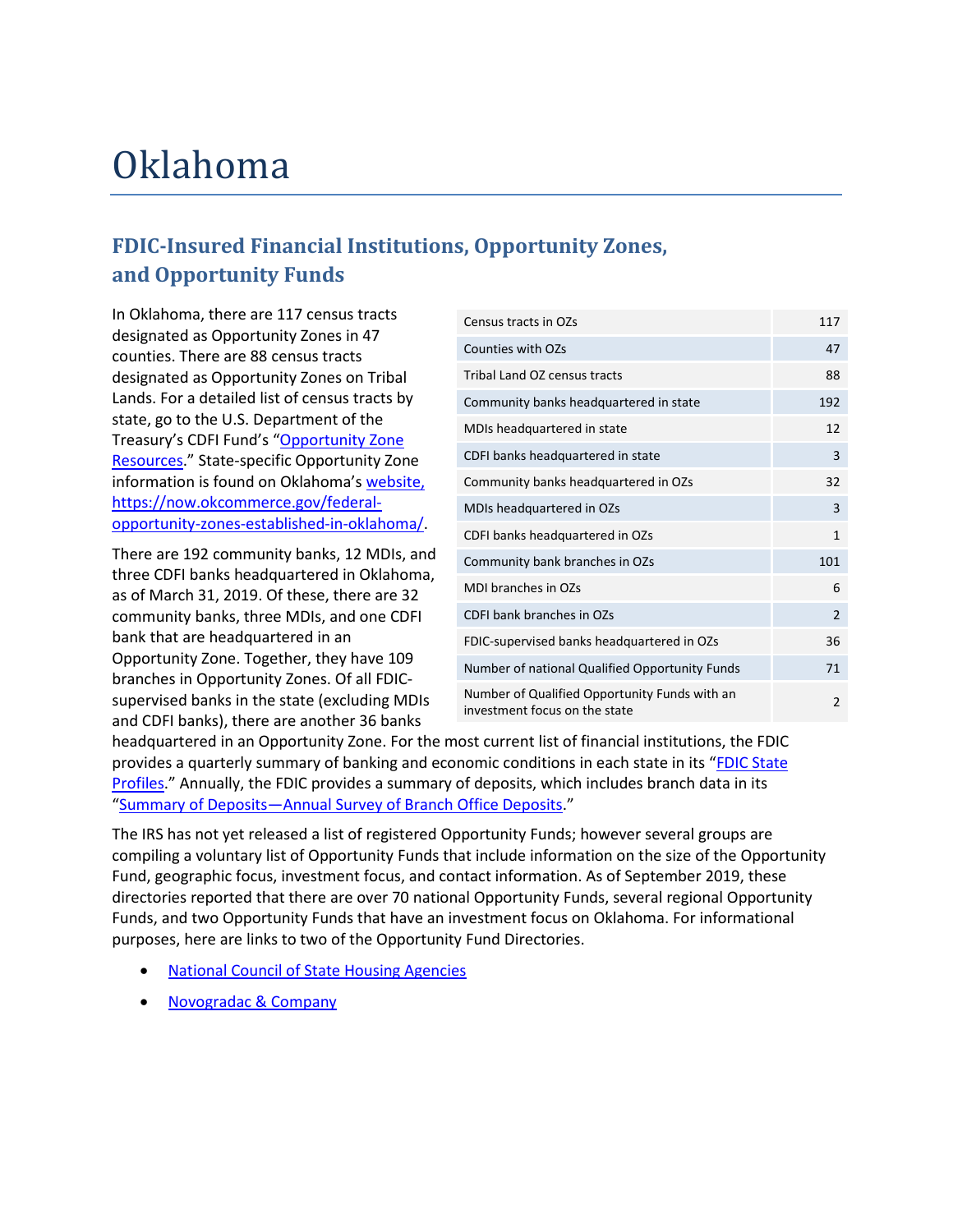# Oklahoma

## FDIC-Insured Financial Institutions, Opportunity Zones, and Opportunity Funds

In Oklahoma, there are 117 census tracts designated as Opportunity Zones in 47 counties. There are 88 census tracts designated as Opportunity Zones on Tribal Lands. For a detailed list of census tracts by state, go to the U.S. Department of the Treasury's CDFI Fund's "Opportunity Zone Resources." State-specific Opportunity Zone information is found on Oklahoma's website, https://now.okcommerce.gov/federal-opportunity-zones-established-in-oklahoma/.

| | |
|---|---|
| Census tracts in OZs | 117 |
| Counties with OZs | 47 |
| Tribal Land OZ census tracts | 88 |
| Community banks headquartered in state | 192 |
| MDIs headquartered in state | 12 |
| CDFI banks headquartered in state | 3 |
| Community banks headquartered in OZs | 32 |
| MDIs headquartered in OZs | 3 |
| CDFI banks headquartered in OZs | 1 |
| Community bank branches in OZs | 101 |
| MDI branches in OZs | 6 |
| CDFI bank branches in OZs | 2 |
| FDIC-supervised banks headquartered in OZs | 36 |
| Number of national Qualified Opportunity Funds | 71 |
| Number of Qualified Opportunity Funds with an investment focus on the state | 2 |

There are 192 community banks, 12 MDIs, and three CDFI banks headquartered in Oklahoma, as of March 31, 2019. Of these, there are 32 community banks, three MDIs, and one CDFI bank that are headquartered in an Opportunity Zone. Together, they have 109 branches in Opportunity Zones. Of all FDIC-supervised banks in the state (excluding MDIs and CDFI banks), there are another 36 banks headquartered in an Opportunity Zone. For the most current list of financial institutions, the FDIC provides a quarterly summary of banking and economic conditions in each state in its "FDIC State Profiles." Annually, the FDIC provides a summary of deposits, which includes branch data in its "Summary of Deposits—Annual Survey of Branch Office Deposits."

The IRS has not yet released a list of registered Opportunity Funds; however several groups are compiling a voluntary list of Opportunity Funds that include information on the size of the Opportunity Fund, geographic focus, investment focus, and contact information. As of September 2019, these directories reported that there are over 70 national Opportunity Funds, several regional Opportunity Funds, and two Opportunity Funds that have an investment focus on Oklahoma. For informational purposes, here are links to two of the Opportunity Fund Directories.

- National Council of State Housing Agencies
- Novogradac & Company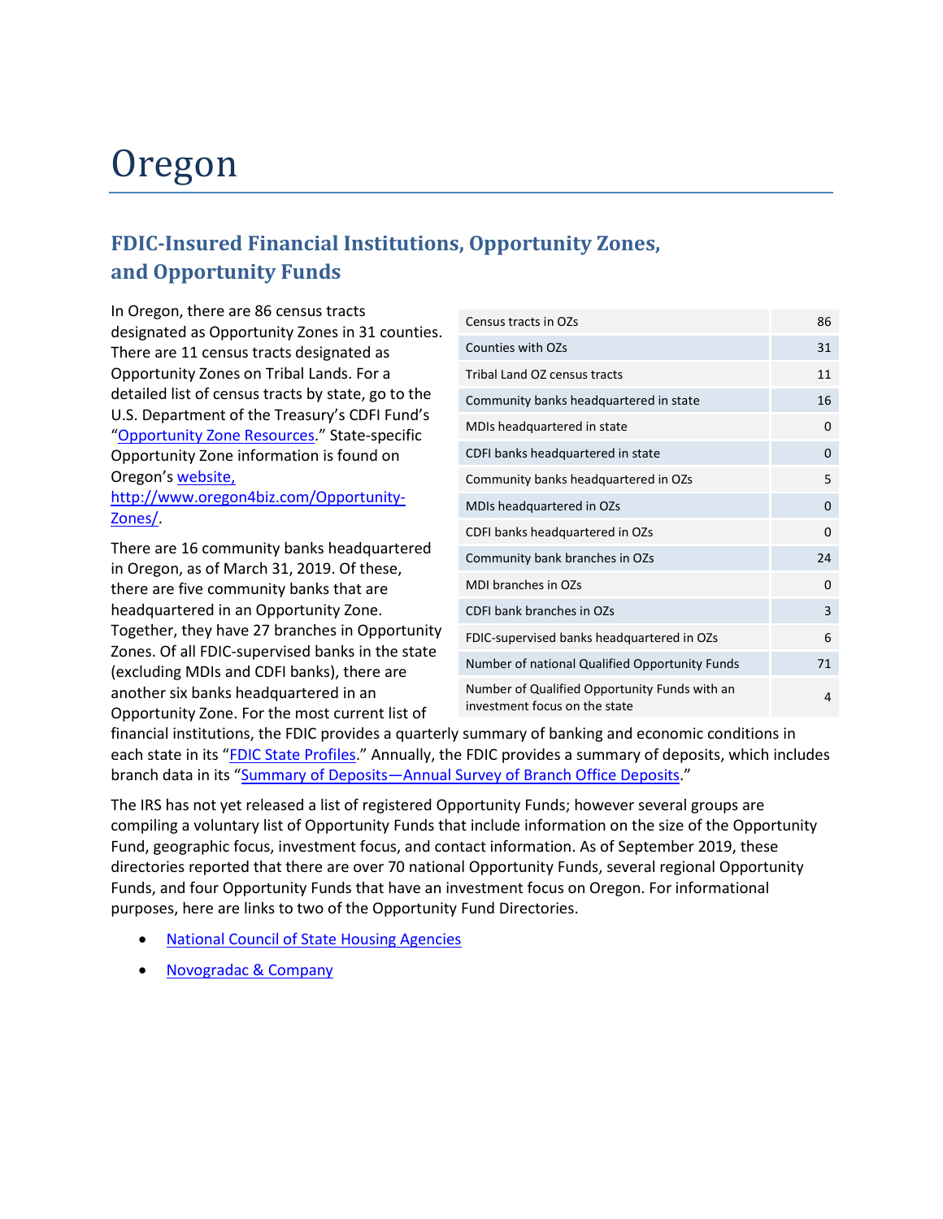# Oregon

## FDIC-Insured Financial Institutions, Opportunity Zones, and Opportunity Funds

In Oregon, there are 86 census tracts designated as Opportunity Zones in 31 counties. There are 11 census tracts designated as Opportunity Zones on Tribal Lands. For a detailed list of census tracts by state, go to the U.S. Department of the Treasury's CDFI Fund's "Opportunity Zone Resources." State-specific Opportunity Zone information is found on Oregon's website, http://www.oregon4biz.com/Opportunity-Zones/.

| | |
|---|---|
| Census tracts in OZs | 86 |
| Counties with OZs | 31 |
| Tribal Land OZ census tracts | 11 |
| Community banks headquartered in state | 16 |
| MDIs headquartered in state | 0 |
| CDFI banks headquartered in state | 0 |
| Community banks headquartered in OZs | 5 |
| MDIs headquartered in OZs | 0 |
| CDFI banks headquartered in OZs | 0 |
| Community bank branches in OZs | 24 |
| MDI branches in OZs | 0 |
| CDFI bank branches in OZs | 3 |
| FDIC-supervised banks headquartered in OZs | 6 |
| Number of national Qualified Opportunity Funds | 71 |
| Number of Qualified Opportunity Funds with an investment focus on the state | 4 |

There are 16 community banks headquartered in Oregon, as of March 31, 2019. Of these, there are five community banks that are headquartered in an Opportunity Zone. Together, they have 27 branches in Opportunity Zones. Of all FDIC-supervised banks in the state (excluding MDIs and CDFI banks), there are another six banks headquartered in an Opportunity Zone. For the most current list of financial institutions, the FDIC provides a quarterly summary of banking and economic conditions in each state in its "FDIC State Profiles." Annually, the FDIC provides a summary of deposits, which includes branch data in its "Summary of Deposits—Annual Survey of Branch Office Deposits."

The IRS has not yet released a list of registered Opportunity Funds; however several groups are compiling a voluntary list of Opportunity Funds that include information on the size of the Opportunity Fund, geographic focus, investment focus, and contact information. As of September 2019, these directories reported that there are over 70 national Opportunity Funds, several regional Opportunity Funds, and four Opportunity Funds that have an investment focus on Oregon. For informational purposes, here are links to two of the Opportunity Fund Directories.

- National Council of State Housing Agencies
- Novogradac & Company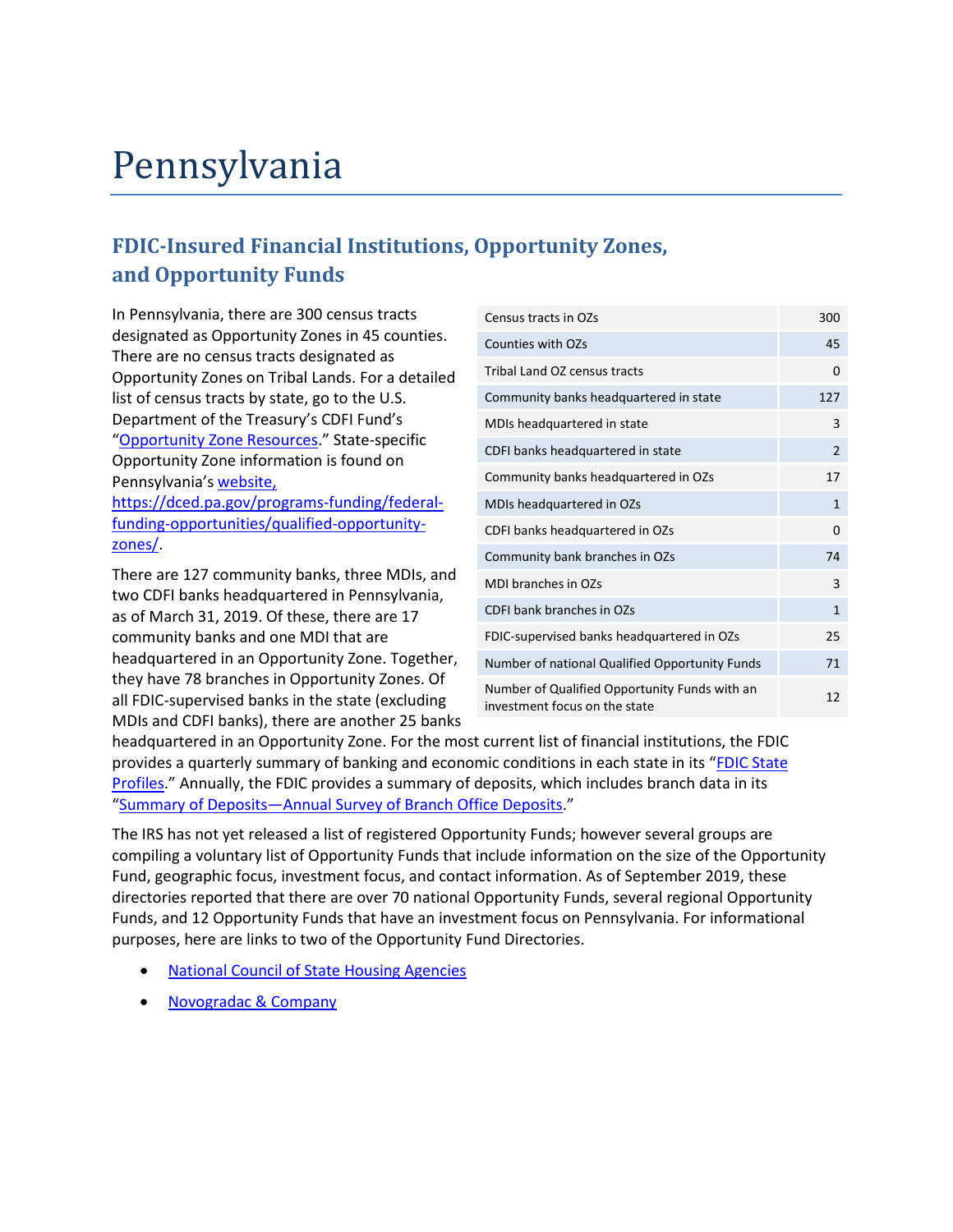# Pennsylvania

## FDIC-Insured Financial Institutions, Opportunity Zones, and Opportunity Funds

In Pennsylvania, there are 300 census tracts designated as Opportunity Zones in 45 counties. There are no census tracts designated as Opportunity Zones on Tribal Lands. For a detailed list of census tracts by state, go to the U.S. Department of the Treasury's CDFI Fund's "[Opportunity Zone Resources](#)." State-specific Opportunity Zone information is found on Pennsylvania's [website, https://dced.pa.gov/programs-funding/federal-funding-opportunities/qualified-opportunity-zones/](https://dced.pa.gov/programs-funding/federal-funding-opportunities/qualified-opportunity-zones/).

| | |
|---|---|
| Census tracts in OZs | 300 |
| Counties with OZs | 45 |
| Tribal Land OZ census tracts | 0 |
| Community banks headquartered in state | 127 |
| MDIs headquartered in state | 3 |
| CDFI banks headquartered in state | 2 |
| Community banks headquartered in OZs | 17 |
| MDIs headquartered in OZs | 1 |
| CDFI banks headquartered in OZs | 0 |
| Community bank branches in OZs | 74 |
| MDI branches in OZs | 3 |
| CDFI bank branches in OZs | 1 |
| FDIC-supervised banks headquartered in OZs | 25 |
| Number of national Qualified Opportunity Funds | 71 |
| Number of Qualified Opportunity Funds with an investment focus on the state | 12 |

There are 127 community banks, three MDIs, and two CDFI banks headquartered in Pennsylvania, as of March 31, 2019. Of these, there are 17 community banks and one MDI that are headquartered in an Opportunity Zone. Together, they have 78 branches in Opportunity Zones. Of all FDIC-supervised banks in the state (excluding MDIs and CDFI banks), there are another 25 banks headquartered in an Opportunity Zone. For the most current list of financial institutions, the FDIC provides a quarterly summary of banking and economic conditions in each state in its "[FDIC State Profiles](#)." Annually, the FDIC provides a summary of deposits, which includes branch data in its "[Summary of Deposits—Annual Survey of Branch Office Deposits](#)."

The IRS has not yet released a list of registered Opportunity Funds; however several groups are compiling a voluntary list of Opportunity Funds that include information on the size of the Opportunity Fund, geographic focus, investment focus, and contact information. As of September 2019, these directories reported that there are over 70 national Opportunity Funds, several regional Opportunity Funds, and 12 Opportunity Funds that have an investment focus on Pennsylvania. For informational purposes, here are links to two of the Opportunity Fund Directories.

- [National Council of State Housing Agencies](#)
- [Novogradac & Company](#)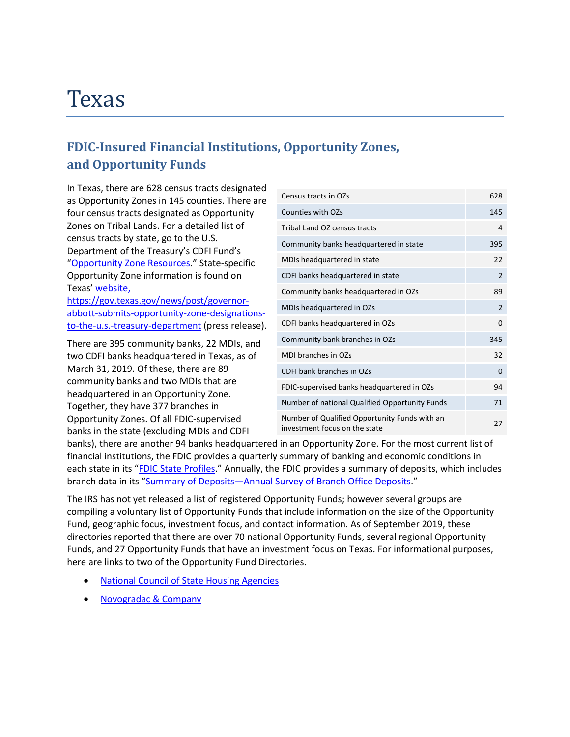# Texas

## FDIC-Insured Financial Institutions, Opportunity Zones, and Opportunity Funds

In Texas, there are 628 census tracts designated as Opportunity Zones in 145 counties. There are four census tracts designated as Opportunity Zones on Tribal Lands. For a detailed list of census tracts by state, go to the U.S. Department of the Treasury's CDFI Fund's "Opportunity Zone Resources." State-specific Opportunity Zone information is found on Texas' website, https://gov.texas.gov/news/post/governor-abbott-submits-opportunity-zone-designations-to-the-u.s.-treasury-department (press release).

| | |
|---|---|
| Census tracts in OZs | 628 |
| Counties with OZs | 145 |
| Tribal Land OZ census tracts | 4 |
| Community banks headquartered in state | 395 |
| MDIs headquartered in state | 22 |
| CDFI banks headquartered in state | 2 |
| Community banks headquartered in OZs | 89 |
| MDIs headquartered in OZs | 2 |
| CDFI banks headquartered in OZs | 0 |
| Community bank branches in OZs | 345 |
| MDI branches in OZs | 32 |
| CDFI bank branches in OZs | 0 |
| FDIC-supervised banks headquartered in OZs | 94 |
| Number of national Qualified Opportunity Funds | 71 |
| Number of Qualified Opportunity Funds with an investment focus on the state | 27 |

There are 395 community banks, 22 MDIs, and two CDFI banks headquartered in Texas, as of March 31, 2019. Of these, there are 89 community banks and two MDIs that are headquartered in an Opportunity Zone. Together, they have 377 branches in Opportunity Zones. Of all FDIC-supervised banks in the state (excluding MDIs and CDFI banks), there are another 94 banks headquartered in an Opportunity Zone. For the most current list of financial institutions, the FDIC provides a quarterly summary of banking and economic conditions in each state in its "FDIC State Profiles." Annually, the FDIC provides a summary of deposits, which includes branch data in its "Summary of Deposits—Annual Survey of Branch Office Deposits."

The IRS has not yet released a list of registered Opportunity Funds; however several groups are compiling a voluntary list of Opportunity Funds that include information on the size of the Opportunity Fund, geographic focus, investment focus, and contact information. As of September 2019, these directories reported that there are over 70 national Opportunity Funds, several regional Opportunity Funds, and 27 Opportunity Funds that have an investment focus on Texas. For informational purposes, here are links to two of the Opportunity Fund Directories.

- National Council of State Housing Agencies
- Novogradac & Company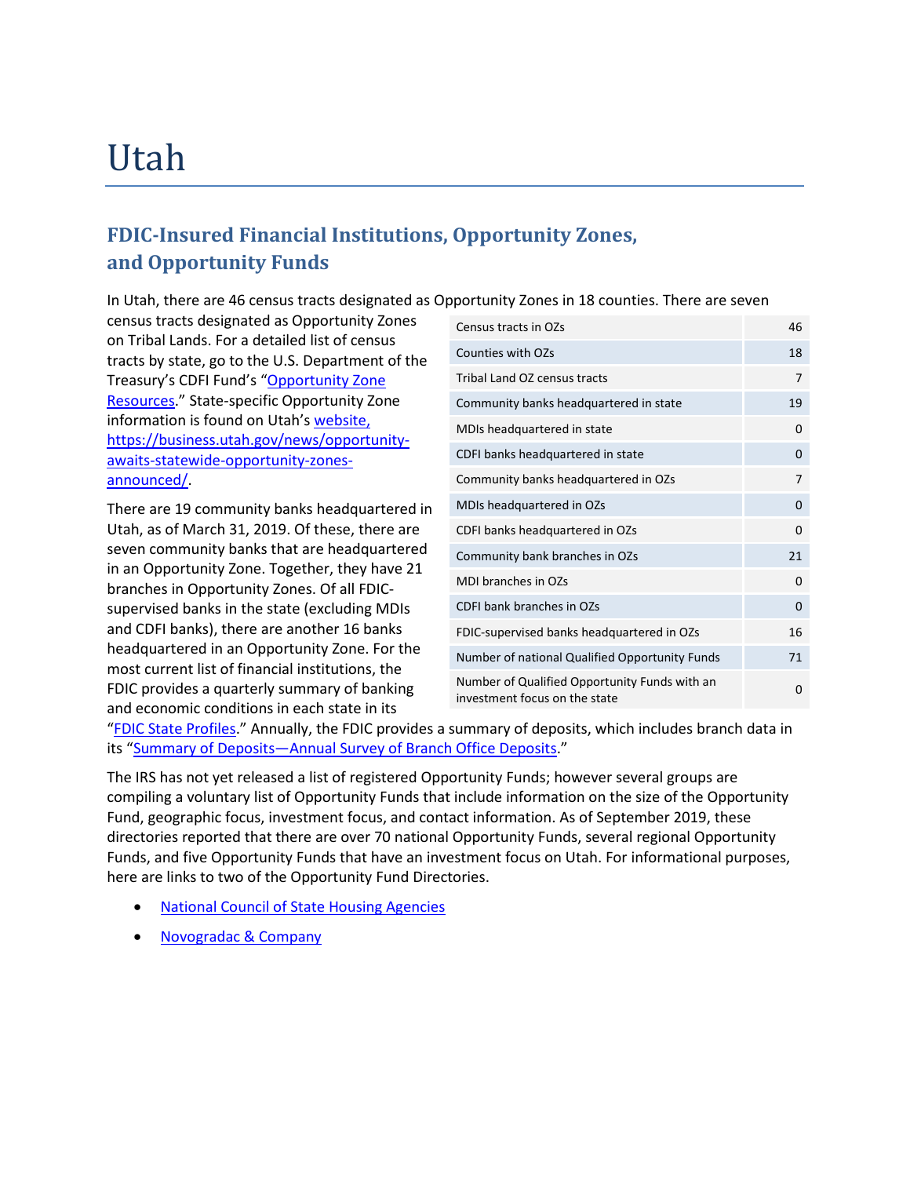# Utah

## FDIC-Insured Financial Institutions, Opportunity Zones, and Opportunity Funds

In Utah, there are 46 census tracts designated as Opportunity Zones in 18 counties. There are seven census tracts designated as Opportunity Zones on Tribal Lands. For a detailed list of census tracts by state, go to the U.S. Department of the Treasury's CDFI Fund's "Opportunity Zone Resources." State-specific Opportunity Zone information is found on Utah's website, https://business.utah.gov/news/opportunity-awaits-statewide-opportunity-zones-announced/.

| | |
|---|---|
| Census tracts in OZs | 46 |
| Counties with OZs | 18 |
| Tribal Land OZ census tracts | 7 |
| Community banks headquartered in state | 19 |
| MDIs headquartered in state | 0 |
| CDFI banks headquartered in state | 0 |
| Community banks headquartered in OZs | 7 |
| MDIs headquartered in OZs | 0 |
| CDFI banks headquartered in OZs | 0 |
| Community bank branches in OZs | 21 |
| MDI branches in OZs | 0 |
| CDFI bank branches in OZs | 0 |
| FDIC-supervised banks headquartered in OZs | 16 |
| Number of national Qualified Opportunity Funds | 71 |
| Number of Qualified Opportunity Funds with an investment focus on the state | 0 |

There are 19 community banks headquartered in Utah, as of March 31, 2019. Of these, there are seven community banks that are headquartered in an Opportunity Zone. Together, they have 21 branches in Opportunity Zones. Of all FDIC-supervised banks in the state (excluding MDIs and CDFI banks), there are another 16 banks headquartered in an Opportunity Zone. For the most current list of financial institutions, the FDIC provides a quarterly summary of banking and economic conditions in each state in its "FDIC State Profiles." Annually, the FDIC provides a summary of deposits, which includes branch data in its "Summary of Deposits—Annual Survey of Branch Office Deposits."

The IRS has not yet released a list of registered Opportunity Funds; however several groups are compiling a voluntary list of Opportunity Funds that include information on the size of the Opportunity Fund, geographic focus, investment focus, and contact information. As of September 2019, these directories reported that there are over 70 national Opportunity Funds, several regional Opportunity Funds, and five Opportunity Funds that have an investment focus on Utah. For informational purposes, here are links to two of the Opportunity Fund Directories.

- National Council of State Housing Agencies
- Novogradac & Company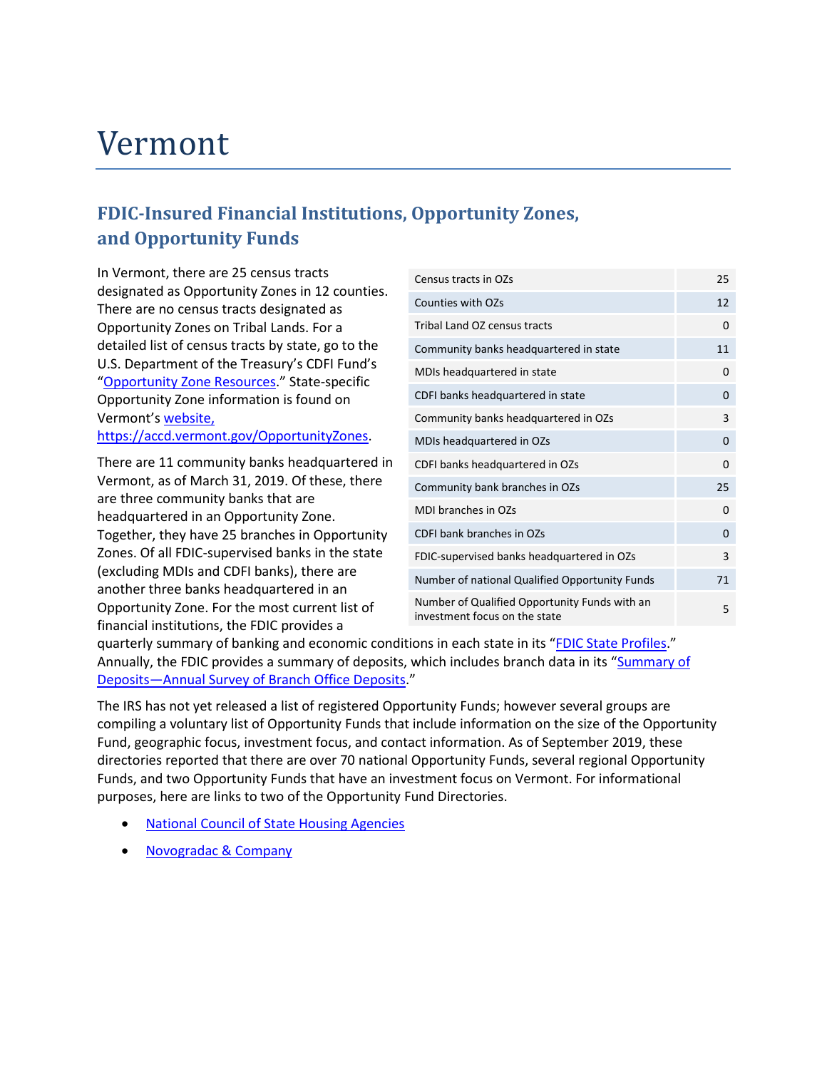# Vermont

## FDIC-Insured Financial Institutions, Opportunity Zones, and Opportunity Funds

| | |
|---|---|
| Census tracts in OZs | 25 |
| Counties with OZs | 12 |
| Tribal Land OZ census tracts | 0 |
| Community banks headquartered in state | 11 |
| MDIs headquartered in state | 0 |
| CDFI banks headquartered in state | 0 |
| Community banks headquartered in OZs | 3 |
| MDIs headquartered in OZs | 0 |
| CDFI banks headquartered in OZs | 0 |
| Community bank branches in OZs | 25 |
| MDI branches in OZs | 0 |
| CDFI bank branches in OZs | 0 |
| FDIC-supervised banks headquartered in OZs | 3 |
| Number of national Qualified Opportunity Funds | 71 |
| Number of Qualified Opportunity Funds with an investment focus on the state | 5 |

In Vermont, there are 25 census tracts designated as Opportunity Zones in 12 counties. There are no census tracts designated as Opportunity Zones on Tribal Lands. For a detailed list of census tracts by state, go to the U.S. Department of the Treasury's CDFI Fund's "Opportunity Zone Resources." State-specific Opportunity Zone information is found on Vermont's website, https://accd.vermont.gov/OpportunityZones.

There are 11 community banks headquartered in Vermont, as of March 31, 2019. Of these, there are three community banks that are headquartered in an Opportunity Zone. Together, they have 25 branches in Opportunity Zones. Of all FDIC-supervised banks in the state (excluding MDIs and CDFI banks), there are another three banks headquartered in an Opportunity Zone. For the most current list of financial institutions, the FDIC provides a quarterly summary of banking and economic conditions in each state in its "FDIC State Profiles." Annually, the FDIC provides a summary of deposits, which includes branch data in its "Summary of Deposits—Annual Survey of Branch Office Deposits."

The IRS has not yet released a list of registered Opportunity Funds; however several groups are compiling a voluntary list of Opportunity Funds that include information on the size of the Opportunity Fund, geographic focus, investment focus, and contact information. As of September 2019, these directories reported that there are over 70 national Opportunity Funds, several regional Opportunity Funds, and two Opportunity Funds that have an investment focus on Vermont. For informational purposes, here are links to two of the Opportunity Fund Directories.

- National Council of State Housing Agencies
- Novogradac & Company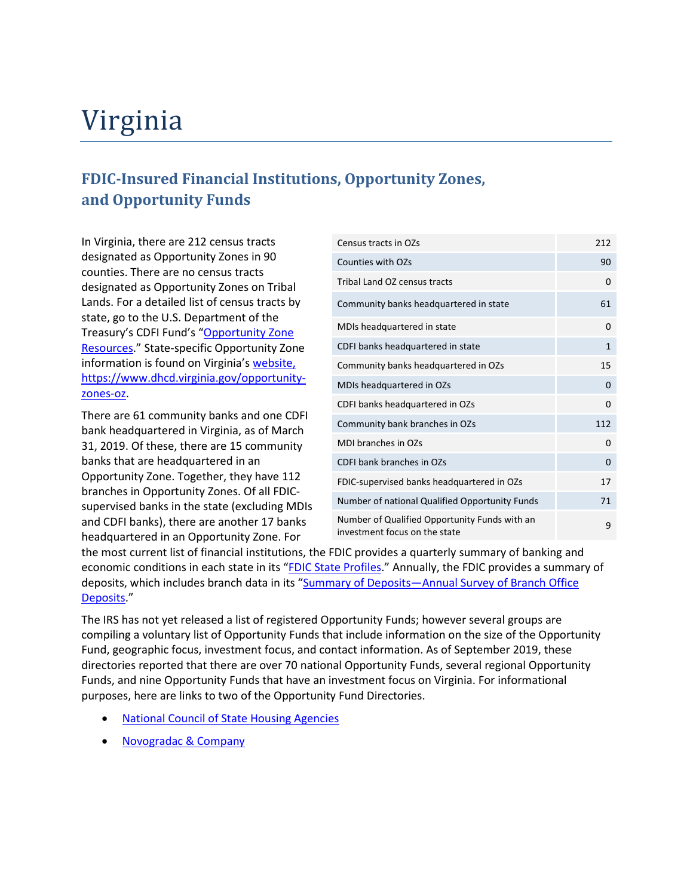# Virginia

## FDIC-Insured Financial Institutions, Opportunity Zones, and Opportunity Funds

In Virginia, there are 212 census tracts designated as Opportunity Zones in 90 counties. There are no census tracts designated as Opportunity Zones on Tribal Lands. For a detailed list of census tracts by state, go to the U.S. Department of the Treasury's CDFI Fund's "Opportunity Zone Resources." State-specific Opportunity Zone information is found on Virginia's website, https://www.dhcd.virginia.gov/opportunity-zones-oz.

| | |
|---|---|
| Census tracts in OZs | 212 |
| Counties with OZs | 90 |
| Tribal Land OZ census tracts | 0 |
| Community banks headquartered in state | 61 |
| MDIs headquartered in state | 0 |
| CDFI banks headquartered in state | 1 |
| Community banks headquartered in OZs | 15 |
| MDIs headquartered in OZs | 0 |
| CDFI banks headquartered in OZs | 0 |
| Community bank branches in OZs | 112 |
| MDI branches in OZs | 0 |
| CDFI bank branches in OZs | 0 |
| FDIC-supervised banks headquartered in OZs | 17 |
| Number of national Qualified Opportunity Funds | 71 |
| Number of Qualified Opportunity Funds with an investment focus on the state | 9 |

There are 61 community banks and one CDFI bank headquartered in Virginia, as of March 31, 2019. Of these, there are 15 community banks that are headquartered in an Opportunity Zone. Together, they have 112 branches in Opportunity Zones. Of all FDIC-supervised banks in the state (excluding MDIs and CDFI banks), there are another 17 banks headquartered in an Opportunity Zone. For the most current list of financial institutions, the FDIC provides a quarterly summary of banking and economic conditions in each state in its "FDIC State Profiles." Annually, the FDIC provides a summary of deposits, which includes branch data in its "Summary of Deposits—Annual Survey of Branch Office Deposits."

The IRS has not yet released a list of registered Opportunity Funds; however several groups are compiling a voluntary list of Opportunity Funds that include information on the size of the Opportunity Fund, geographic focus, investment focus, and contact information. As of September 2019, these directories reported that there are over 70 national Opportunity Funds, several regional Opportunity Funds, and nine Opportunity Funds that have an investment focus on Virginia. For informational purposes, here are links to two of the Opportunity Fund Directories.

- National Council of State Housing Agencies
- Novogradac & Company